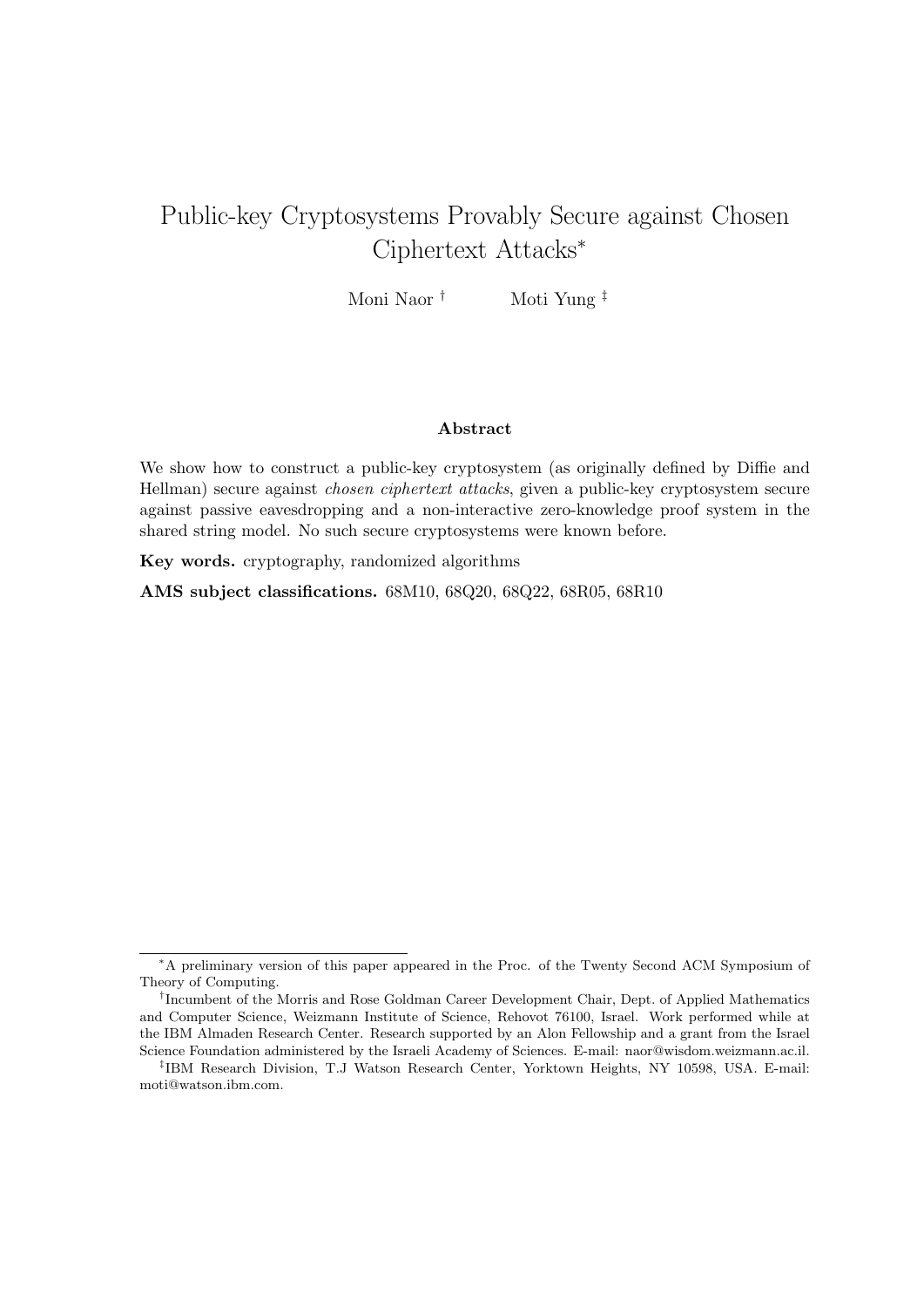# Public-key Cryptosystems Provably Secure against Chosen Ciphertext Attacks[*]

Moni Naor [†] Moti Yung [‡]

### Abstract

We show how to construct a public-key cryptosystem (as originally defined by Diffie and Hellman) secure against *chosen ciphertext attacks*, given a public-key cryptosystem secure against passive eavesdropping and a non-interactive zero-knowledge proof system in the shared string model. No such secure cryptosystems were known before.

**Key words.** cryptography, randomized algorithms

**AMS subject classifications.** 68M10, 68Q20, 68Q22, 68R05, 68R10

---

[*]A preliminary version of this paper appeared in the Proc. of the Twenty Second ACM Symposium of Theory of Computing.

[†]Incumbent of the Morris and Rose Goldman Career Development Chair, Dept. of Applied Mathematics and Computer Science, Weizmann Institute of Science, Rehovot 76100, Israel. Work performed while at the IBM Almaden Research Center. Research supported by an Alon Fellowship and a grant from the Israel Science Foundation administered by the Israeli Academy of Sciences. E-mail: naor@wisdom.weizmann.ac.il.

[‡]IBM Research Division, T.J Watson Research Center, Yorktown Heights, NY 10598, USA. E-mail: moti@watson.ibm.com.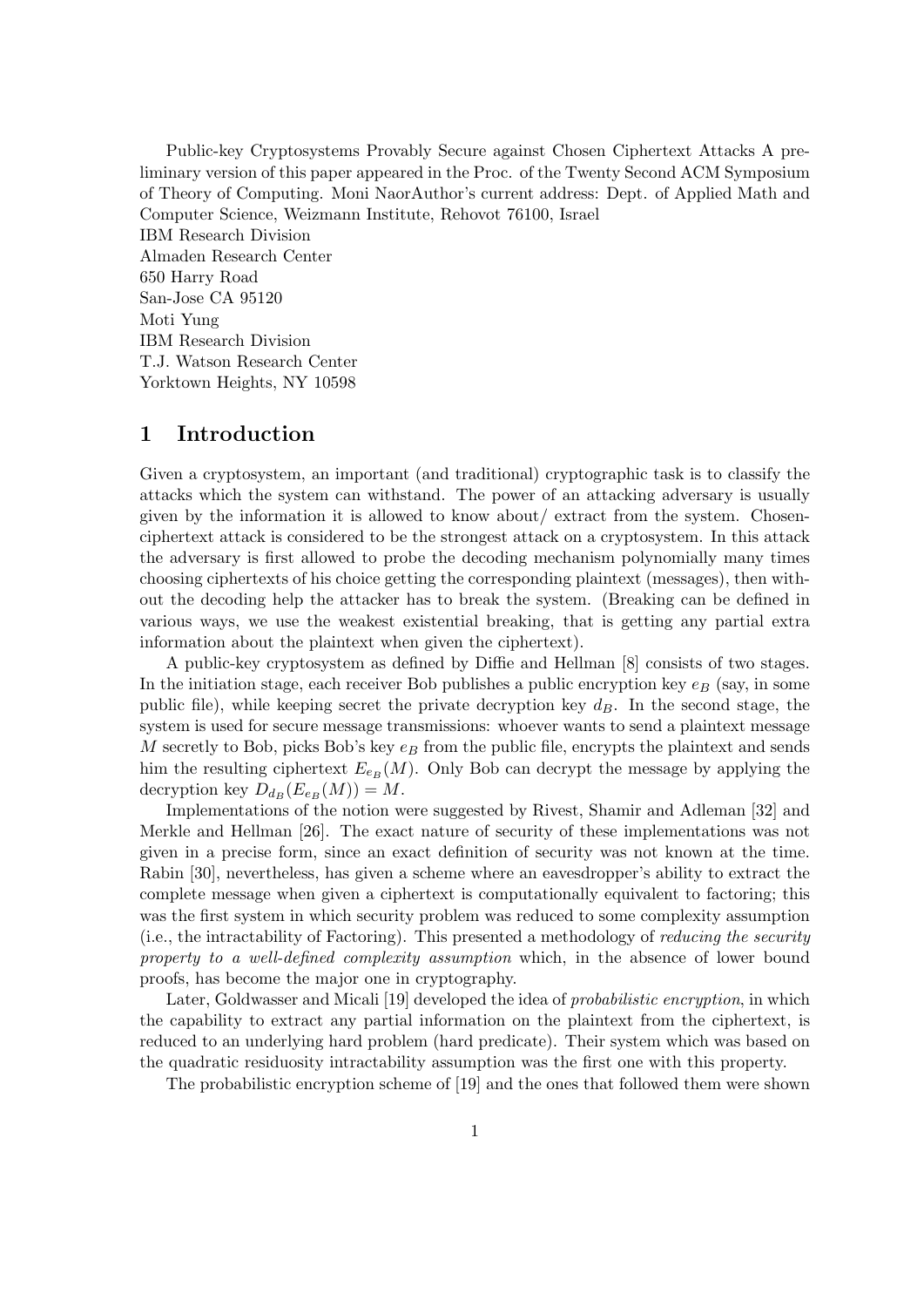Public-key Cryptosystems Provably Secure against Chosen Ciphertext Attacks A preliminary version of this paper appeared in the Proc. of the Twenty Second ACM Symposium of Theory of Computing. Moni NaorAuthor's current address: Dept. of Applied Math and Computer Science, Weizmann Institute, Rehovot 76100, Israel
IBM Research Division
Almaden Research Center
650 Harry Road
San-Jose CA 95120
Moti Yung
IBM Research Division
T.J. Watson Research Center
Yorktown Heights, NY 10598

## 1 Introduction

Given a cryptosystem, an important (and traditional) cryptographic task is to classify the attacks which the system can withstand. The power of an attacking adversary is usually given by the information it is allowed to know about/ extract from the system. Chosen-ciphertext attack is considered to be the strongest attack on a cryptosystem. In this attack the adversary is first allowed to probe the decoding mechanism polynomially many times choosing ciphertexts of his choice getting the corresponding plaintext (messages), then without the decoding help the attacker has to break the system. (Breaking can be defined in various ways, we use the weakest existential breaking, that is getting any partial extra information about the plaintext when given the ciphertext).

A public-key cryptosystem as defined by Diffie and Hellman [8] consists of two stages. In the initiation stage, each receiver Bob publishes a public encryption key $e_B$ (say, in some public file), while keeping secret the private decryption key $d_B$. In the second stage, the system is used for secure message transmissions: whoever wants to send a plaintext message $M$ secretly to Bob, picks Bob's key $e_B$ from the public file, encrypts the plaintext and sends him the resulting ciphertext $E_{e_B}(M)$. Only Bob can decrypt the message by applying the decryption key $D_{d_B}(E_{e_B}(M)) = M$.

Implementations of the notion were suggested by Rivest, Shamir and Adleman [32] and Merkle and Hellman [26]. The exact nature of security of these implementations was not given in a precise form, since an exact definition of security was not known at the time. Rabin [30], nevertheless, has given a scheme where an eavesdropper's ability to extract the complete message when given a ciphertext is computationally equivalent to factoring; this was the first system in which security problem was reduced to some complexity assumption (i.e., the intractability of Factoring). This presented a methodology of *reducing the security property to a well-defined complexity assumption* which, in the absence of lower bound proofs, has become the major one in cryptography.

Later, Goldwasser and Micali [19] developed the idea of *probabilistic encryption*, in which the capability to extract any partial information on the plaintext from the ciphertext, is reduced to an underlying hard problem (hard predicate). Their system which was based on the quadratic residuosity intractability assumption was the first one with this property.

The probabilistic encryption scheme of [19] and the ones that followed them were shown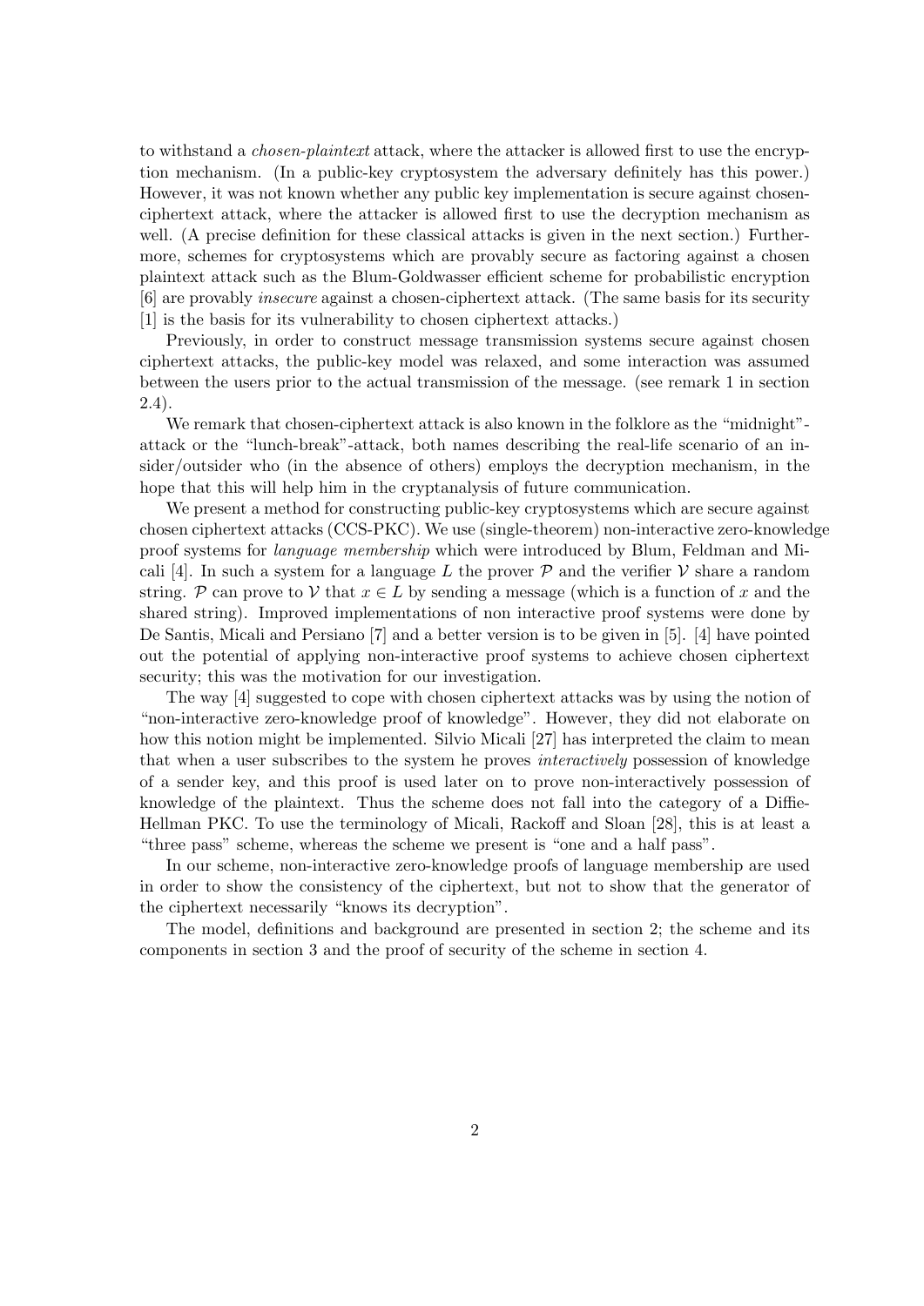to withstand a *chosen-plaintext* attack, where the attacker is allowed first to use the encryption mechanism. (In a public-key cryptosystem the adversary definitely has this power.) However, it was not known whether any public key implementation is secure against chosen-ciphertext attack, where the attacker is allowed first to use the decryption mechanism as well. (A precise definition for these classical attacks is given in the next section.) Furthermore, schemes for cryptosystems which are provably secure as factoring against a chosen plaintext attack such as the Blum-Goldwasser efficient scheme for probabilistic encryption [6] are provably *insecure* against a chosen-ciphertext attack. (The same basis for its security [1] is the basis for its vulnerability to chosen ciphertext attacks.)

Previously, in order to construct message transmission systems secure against chosen ciphertext attacks, the public-key model was relaxed, and some interaction was assumed between the users prior to the actual transmission of the message. (see remark 1 in section 2.4).

We remark that chosen-ciphertext attack is also known in the folklore as the "midnight"-attack or the "lunch-break"-attack, both names describing the real-life scenario of an insider/outsider who (in the absence of others) employs the decryption mechanism, in the hope that this will help him in the cryptanalysis of future communication.

We present a method for constructing public-key cryptosystems which are secure against chosen ciphertext attacks (CCS-PKC). We use (single-theorem) non-interactive zero-knowledge proof systems for *language membership* which were introduced by Blum, Feldman and Micali [4]. In such a system for a language $L$ the prover $\mathcal{P}$ and the verifier $\mathcal{V}$ share a random string. $\mathcal{P}$ can prove to $\mathcal{V}$ that $x \in L$ by sending a message (which is a function of $x$ and the shared string). Improved implementations of non interactive proof systems were done by De Santis, Micali and Persiano [7] and a better version is to be given in [5]. [4] have pointed out the potential of applying non-interactive proof systems to achieve chosen ciphertext security; this was the motivation for our investigation.

The way [4] suggested to cope with chosen ciphertext attacks was by using the notion of "non-interactive zero-knowledge proof of knowledge". However, they did not elaborate on how this notion might be implemented. Silvio Micali [27] has interpreted the claim to mean that when a user subscribes to the system he proves *interactively* possession of knowledge of a sender key, and this proof is used later on to prove non-interactively possession of knowledge of the plaintext. Thus the scheme does not fall into the category of a Diffie-Hellman PKC. To use the terminology of Micali, Rackoff and Sloan [28], this is at least a "three pass" scheme, whereas the scheme we present is "one and a half pass".

In our scheme, non-interactive zero-knowledge proofs of language membership are used in order to show the consistency of the ciphertext, but not to show that the generator of the ciphertext necessarily "knows its decryption".

The model, definitions and background are presented in section 2; the scheme and its components in section 3 and the proof of security of the scheme in section 4.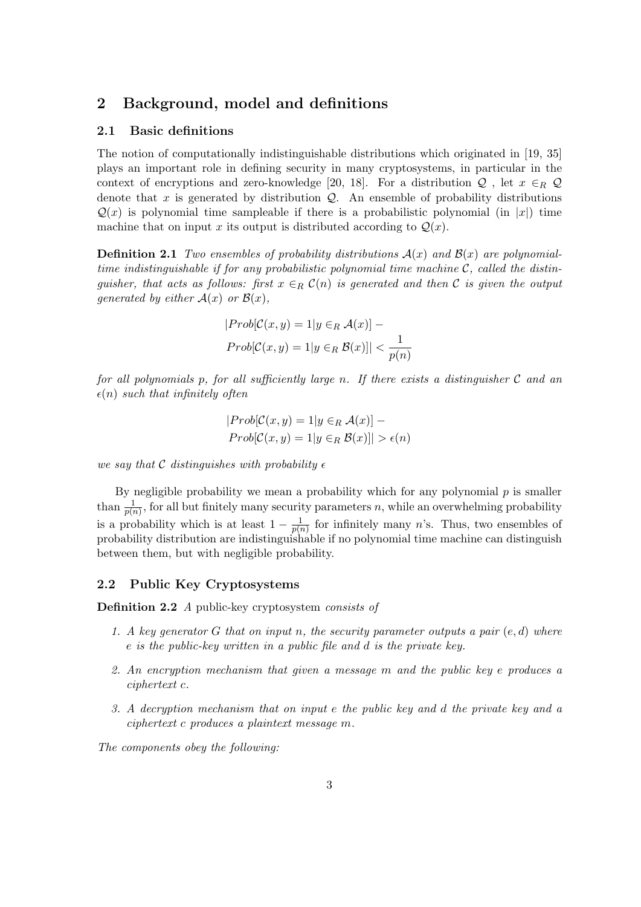## 2 Background, model and definitions

### 2.1 Basic definitions

The notion of computationally indistinguishable distributions which originated in [19, 35] plays an important role in defining security in many cryptosystems, in particular in the context of encryptions and zero-knowledge [20, 18]. For a distribution $\mathcal{Q}$ , let $x \in_R \mathcal{Q}$ denote that $x$ is generated by distribution $\mathcal{Q}$. An ensemble of probability distributions $\mathcal{Q}(x)$ is polynomial time sampleable if there is a probabilistic polynomial (in $|x|$) time machine that on input $x$ its output is distributed according to $\mathcal{Q}(x)$.

**Definition 2.1** *Two ensembles of probability distributions $\mathcal{A}(x)$ and $\mathcal{B}(x)$ are polynomial-time indistinguishable if for any probabilistic polynomial time machine $\mathcal{C}$, called the distinguisher, that acts as follows: first $x \in_R \mathcal{C}(n)$ is generated and then $\mathcal{C}$ is given the output generated by either $\mathcal{A}(x)$ or $\mathcal{B}(x)$,*

$$
\begin{aligned}
&|Prob[\mathcal{C}(x,y) = 1 | y \in_R \mathcal{A}(x)] - \\
&Prob[\mathcal{C}(x,y) = 1 | y \in_R \mathcal{B}(x)]| < \frac{1}{p(n)}
\end{aligned}
$$

*for all polynomials $p$, for all sufficiently large $n$. If there exists a distinguisher $\mathcal{C}$ and an $\epsilon(n)$ such that infinitely often*

$$
\begin{aligned}
&|Prob[\mathcal{C}(x,y) = 1 | y \in_R \mathcal{A}(x)] - \\
&Prob[\mathcal{C}(x,y) = 1 | y \in_R \mathcal{B}(x)]| > \epsilon(n)
\end{aligned}
$$

*we say that $\mathcal{C}$ distinguishes with probability $\epsilon$*

By negligible probability we mean a probability which for any polynomial $p$ is smaller than $\frac{1}{p(n)}$, for all but finitely many security parameters $n$, while an overwhelming probability is a probability which is at least $1 - \frac{1}{p(n)}$ for infinitely many $n$'s. Thus, two ensembles of probability distribution are indistinguishable if no polynomial time machine can distinguish between them, but with negligible probability.

### 2.2 Public Key Cryptosystems

**Definition 2.2** *A* public-key cryptosystem *consists of*

1. *A key generator $G$ that on input $n$, the security parameter outputs a pair $(e, d)$ where $e$ is the public-key written in a public file and $d$ is the private key.*
2. *An encryption mechanism that given a message $m$ and the public key $e$ produces a ciphertext $c$.*
3. *A decryption mechanism that on input $e$ the public key and $d$ the private key and a ciphertext $c$ produces a plaintext message $m$.*

*The components obey the following:*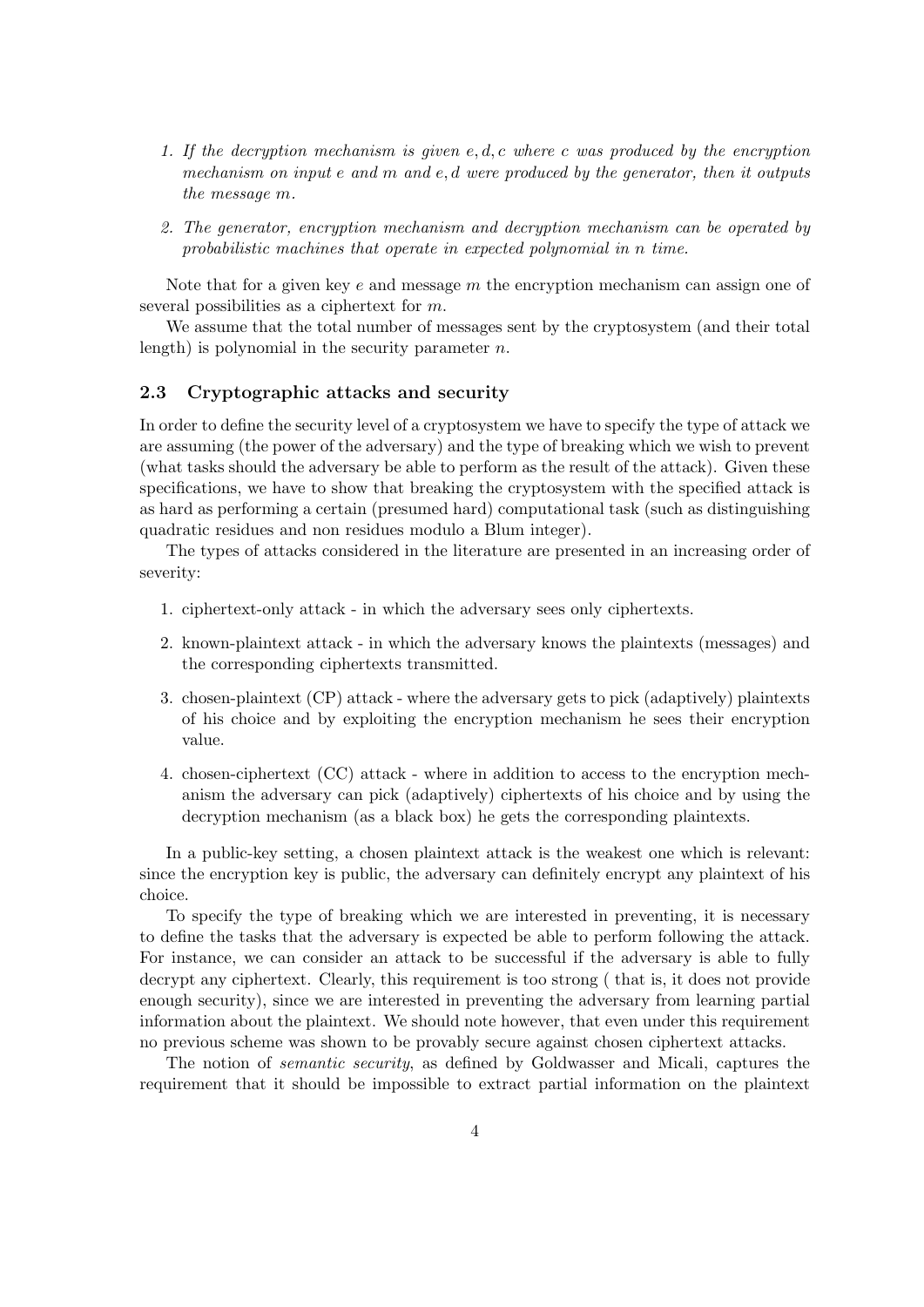*1. If the decryption mechanism is given $e, d, c$ where $c$ was produced by the encryption mechanism on input $e$ and $m$ and $e, d$ were produced by the generator, then it outputs the message $m$.*

*2. The generator, encryption mechanism and decryption mechanism can be operated by probabilistic machines that operate in expected polynomial in $n$ time.*

Note that for a given key $e$ and message $m$ the encryption mechanism can assign one of several possibilities as a ciphertext for $m$.

We assume that the total number of messages sent by the cryptosystem (and their total length) is polynomial in the security parameter $n$.

### 2.3 Cryptographic attacks and security

In order to define the security level of a cryptosystem we have to specify the type of attack we are assuming (the power of the adversary) and the type of breaking which we wish to prevent (what tasks should the adversary be able to perform as the result of the attack). Given these specifications, we have to show that breaking the cryptosystem with the specified attack is as hard as performing a certain (presumed hard) computational task (such as distinguishing quadratic residues and non residues modulo a Blum integer).

The types of attacks considered in the literature are presented in an increasing order of severity:

1. ciphertext-only attack - in which the adversary sees only ciphertexts.
2. known-plaintext attack - in which the adversary knows the plaintexts (messages) and the corresponding ciphertexts transmitted.
3. chosen-plaintext (CP) attack - where the adversary gets to pick (adaptively) plaintexts of his choice and by exploiting the encryption mechanism he sees their encryption value.
4. chosen-ciphertext (CC) attack - where in addition to access to the encryption mechanism the adversary can pick (adaptively) ciphertexts of his choice and by using the decryption mechanism (as a black box) he gets the corresponding plaintexts.

In a public-key setting, a chosen plaintext attack is the weakest one which is relevant: since the encryption key is public, the adversary can definitely encrypt any plaintext of his choice.

To specify the type of breaking which we are interested in preventing, it is necessary to define the tasks that the adversary is expected be able to perform following the attack. For instance, we can consider an attack to be successful if the adversary is able to fully decrypt any ciphertext. Clearly, this requirement is too strong ( that is, it does not provide enough security), since we are interested in preventing the adversary from learning partial information about the plaintext. We should note however, that even under this requirement no previous scheme was shown to be provably secure against chosen ciphertext attacks.

The notion of *semantic security*, as defined by Goldwasser and Micali, captures the requirement that it should be impossible to extract partial information on the plaintext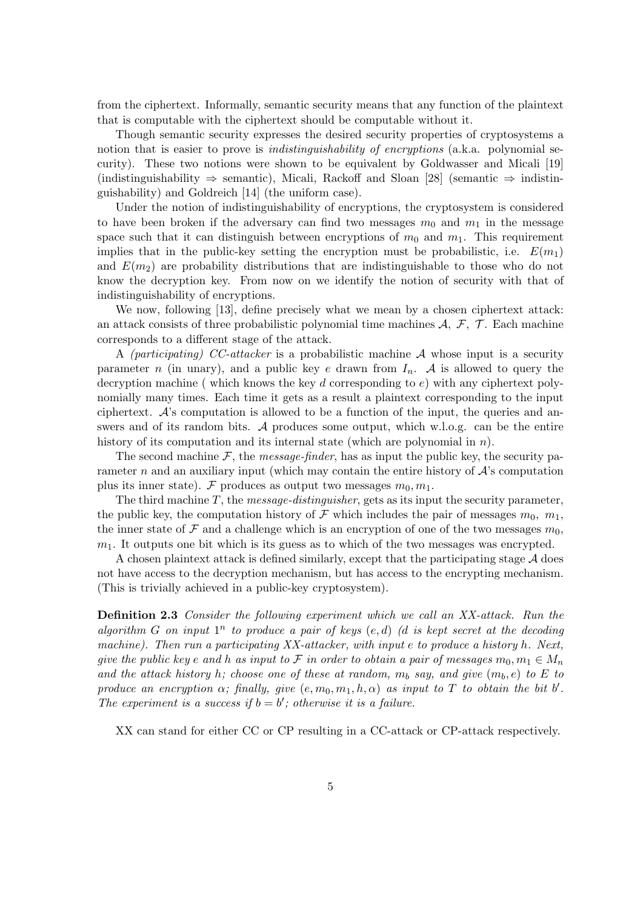from the ciphertext. Informally, semantic security means that any function of the plaintext that is computable with the ciphertext should be computable without it.

Though semantic security expresses the desired security properties of cryptosystems a notion that is easier to prove is *indistinguishability of encryptions* (a.k.a. polynomial security). These two notions were shown to be equivalent by Goldwasser and Micali [19] (indistinguishability $\Rightarrow$ semantic), Micali, Rackoff and Sloan [28] (semantic $\Rightarrow$ indistinguishability) and Goldreich [14] (the uniform case).

Under the notion of indistinguishability of encryptions, the cryptosystem is considered to have been broken if the adversary can find two messages $m_0$ and $m_1$ in the message space such that it can distinguish between encryptions of $m_0$ and $m_1$. This requirement implies that in the public-key setting the encryption must be probabilistic, i.e. $E(m_1)$ and $E(m_2)$ are probability distributions that are indistinguishable to those who do not know the decryption key. From now on we identify the notion of security with that of indistinguishability of encryptions.

We now, following [13], define precisely what we mean by a chosen ciphertext attack: an attack consists of three probabilistic polynomial time machines $\mathcal{A}$, $\mathcal{F}$, $\mathcal{T}$. Each machine corresponds to a different stage of the attack.

A *(participating) CC-attacker* is a probabilistic machine $\mathcal{A}$ whose input is a security parameter $n$ (in unary), and a public key $e$ drawn from $I_n$. $\mathcal{A}$ is allowed to query the decryption machine ( which knows the key $d$ corresponding to $e$) with any ciphertext polynomially many times. Each time it gets as a result a plaintext corresponding to the input ciphertext. $\mathcal{A}$'s computation is allowed to be a function of the input, the queries and answers and of its random bits. $\mathcal{A}$ produces some output, which w.l.o.g. can be the entire history of its computation and its internal state (which are polynomial in $n$).

The second machine $\mathcal{F}$, the *message-finder*, has as input the public key, the security parameter $n$ and an auxiliary input (which may contain the entire history of $\mathcal{A}$'s computation plus its inner state). $\mathcal{F}$ produces as output two messages $m_0, m_1$.

The third machine $T$, the *message-distinguisher*, gets as its input the security parameter, the public key, the computation history of $\mathcal{F}$ which includes the pair of messages $m_0$, $m_1$, the inner state of $\mathcal{F}$ and a challenge which is an encryption of one of the two messages $m_0$, $m_1$. It outputs one bit which is its guess as to which of the two messages was encrypted.

A chosen plaintext attack is defined similarly, except that the participating stage $\mathcal{A}$ does not have access to the decryption mechanism, but has access to the encrypting mechanism. (This is trivially achieved in a public-key cryptosystem).

**Definition 2.3** *Consider the following experiment which we call an XX-attack. Run the algorithm $G$ on input $1^n$ to produce a pair of keys $(e, d)$ ($d$ is kept secret at the decoding machine). Then run a participating XX-attacker, with input $e$ to produce a history $h$. Next, give the public key $e$ and $h$ as input to $\mathcal{F}$ in order to obtain a pair of messages $m_0, m_1 \in M_n$ and the attack history $h$; choose one of these at random, $m_b$ say, and give $(m_b, e)$ to $E$ to produce an encryption $\alpha$; finally, give $(e, m_0, m_1, h, \alpha)$ as input to $T$ to obtain the bit $b'$. The experiment is a success if $b = b'$; otherwise it is a failure.*

XX can stand for either CC or CP resulting in a CC-attack or CP-attack respectively.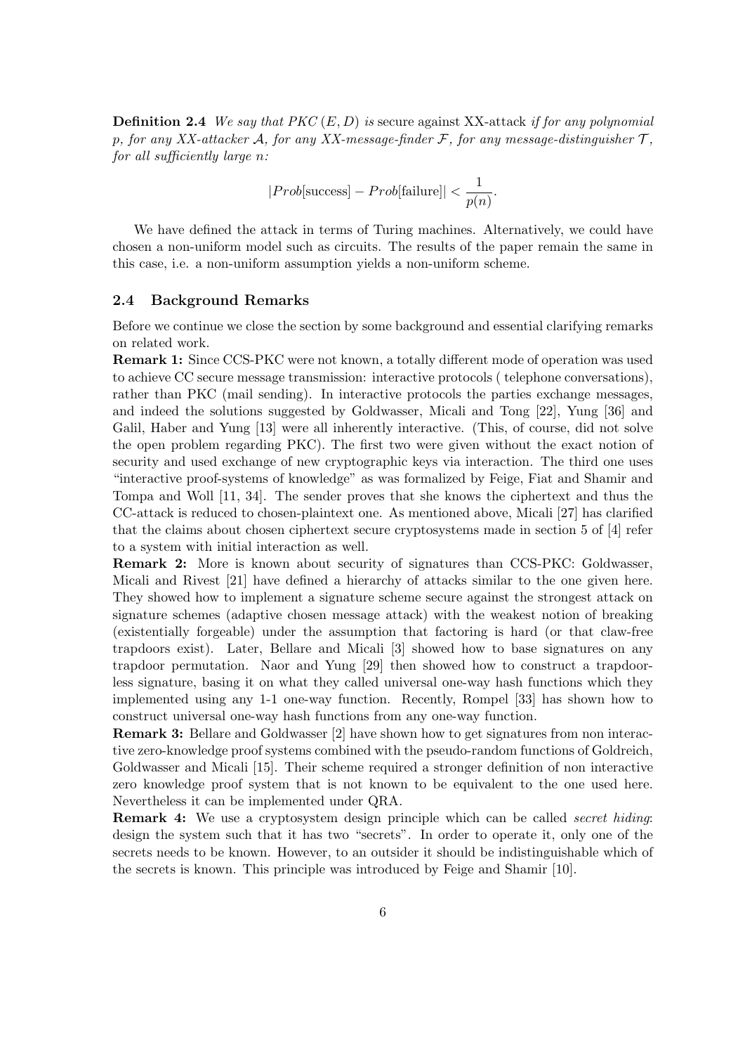**Definition 2.4** *We say that PKC $(E, D)$ is* secure against XX-attack *if for any polynomial $p$, for any XX-attacker $\mathcal{A}$, for any XX-message-finder $\mathcal{F}$, for any message-distinguisher $\mathcal{T}$, for all sufficiently large $n$:*

$$|Prob[\text{success}] - Prob[\text{failure}]| < \frac{1}{p(n)}.$$

We have defined the attack in terms of Turing machines. Alternatively, we could have chosen a non-uniform model such as circuits. The results of the paper remain the same in this case, i.e. a non-uniform assumption yields a non-uniform scheme.

### 2.4 Background Remarks

Before we continue we close the section by some background and essential clarifying remarks on related work.

**Remark 1:** Since CCS-PKC were not known, a totally different mode of operation was used to achieve CC secure message transmission: interactive protocols ( telephone conversations), rather than PKC (mail sending). In interactive protocols the parties exchange messages, and indeed the solutions suggested by Goldwasser, Micali and Tong [22], Yung [36] and Galil, Haber and Yung [13] were all inherently interactive. (This, of course, did not solve the open problem regarding PKC). The first two were given without the exact notion of security and used exchange of new cryptographic keys via interaction. The third one uses "interactive proof-systems of knowledge" as was formalized by Feige, Fiat and Shamir and Tompa and Woll [11, 34]. The sender proves that she knows the ciphertext and thus the CC-attack is reduced to chosen-plaintext one. As mentioned above, Micali [27] has clarified that the claims about chosen ciphertext secure cryptosystems made in section 5 of [4] refer to a system with initial interaction as well.

**Remark 2:** More is known about security of signatures than CCS-PKC: Goldwasser, Micali and Rivest [21] have defined a hierarchy of attacks similar to the one given here. They showed how to implement a signature scheme secure against the strongest attack on signature schemes (adaptive chosen message attack) with the weakest notion of breaking (existentially forgeable) under the assumption that factoring is hard (or that claw-free trapdoors exist). Later, Bellare and Micali [3] showed how to base signatures on any trapdoor permutation. Naor and Yung [29] then showed how to construct a trapdoorless signature, basing it on what they called universal one-way hash functions which they implemented using any 1-1 one-way function. Recently, Rompel [33] has shown how to construct universal one-way hash functions from any one-way function.

**Remark 3:** Bellare and Goldwasser [2] have shown how to get signatures from non interactive zero-knowledge proof systems combined with the pseudo-random functions of Goldreich, Goldwasser and Micali [15]. Their scheme required a stronger definition of non interactive zero knowledge proof system that is not known to be equivalent to the one used here. Nevertheless it can be implemented under QRA.

**Remark 4:** We use a cryptosystem design principle which can be called *secret hiding*: design the system such that it has two "secrets". In order to operate it, only one of the secrets needs to be known. However, to an outsider it should be indistinguishable which of the secrets is known. This principle was introduced by Feige and Shamir [10].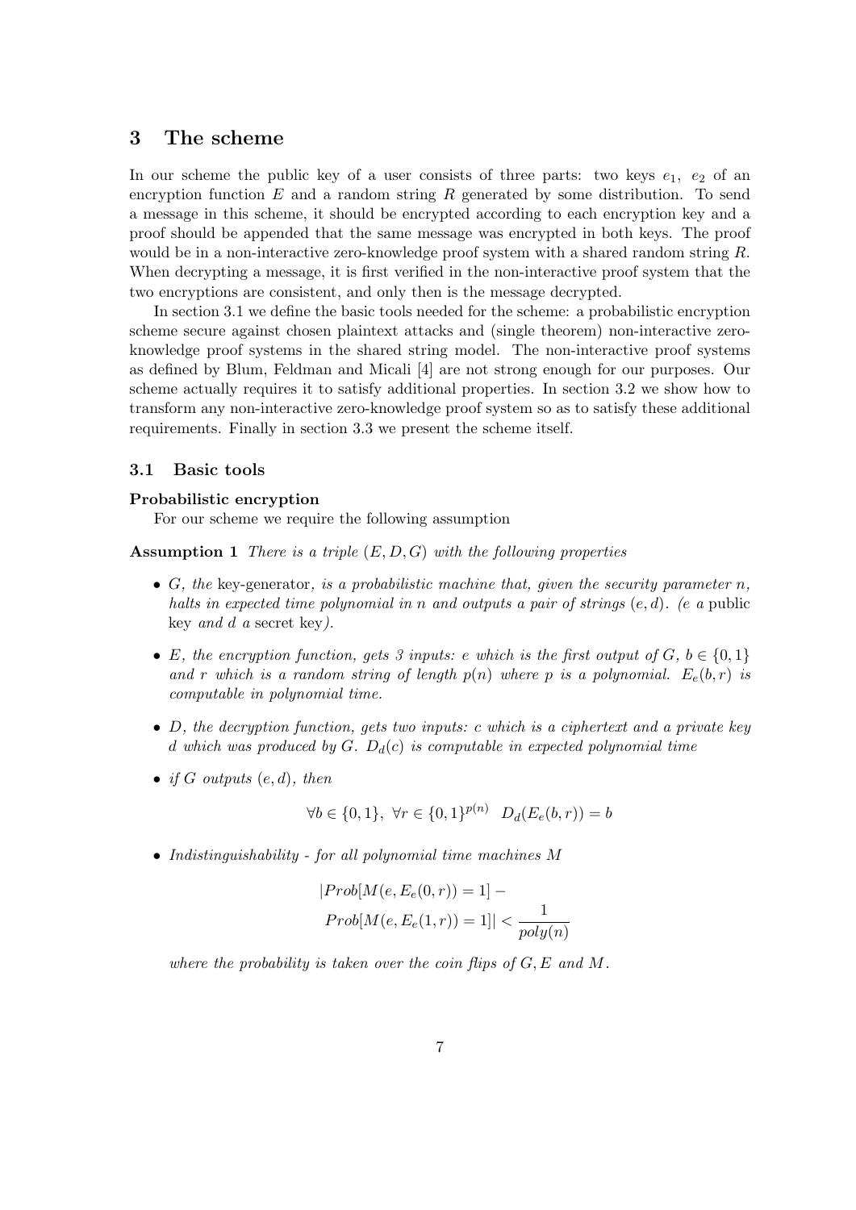## 3 The scheme

In our scheme the public key of a user consists of three parts: two keys $e_1$, $e_2$ of an encryption function $E$ and a random string $R$ generated by some distribution. To send a message in this scheme, it should be encrypted according to each encryption key and a proof should be appended that the same message was encrypted in both keys. The proof would be in a non-interactive zero-knowledge proof system with a shared random string $R$. When decrypting a message, it is first verified in the non-interactive proof system that the two encryptions are consistent, and only then is the message decrypted.

In section 3.1 we define the basic tools needed for the scheme: a probabilistic encryption scheme secure against chosen plaintext attacks and (single theorem) non-interactive zero-knowledge proof systems in the shared string model. The non-interactive proof systems as defined by Blum, Feldman and Micali [4] are not strong enough for our purposes. Our scheme actually requires it to satisfy additional properties. In section 3.2 we show how to transform any non-interactive zero-knowledge proof system so as to satisfy these additional requirements. Finally in section 3.3 we present the scheme itself.

### 3.1 Basic tools

**Probabilistic encryption**

For our scheme we require the following assumption

**Assumption 1** *There is a triple $(E, D, G)$ with the following properties*

- *$G$, the* key-generator*, is a probabilistic machine that, given the security parameter $n$, halts in expected time polynomial in $n$ and outputs a pair of strings $(e, d)$. ($e$ a* public key *and $d$ a* secret key*).*
- *$E$, the encryption function, gets 3 inputs: $e$ which is the first output of $G$, $b \in \{0, 1\}$ and $r$ which is a random string of length $p(n)$ where $p$ is a polynomial. $E_e(b, r)$ is computable in polynomial time.*
- *$D$, the decryption function, gets two inputs: $c$ which is a ciphertext and a private key $d$ which was produced by $G$. $D_d(c)$ is computable in expected polynomial time*
- *if $G$ outputs $(e, d)$, then*

$$\forall b \in \{0, 1\},\ \forall r \in \{0, 1\}^{p(n)} \quad D_d(E_e(b, r)) = b$$

- *Indistinguishability - for all polynomial time machines $M$*

$$|Prob[M(e, E_e(0, r)) = 1] - Prob[M(e, E_e(1, r)) = 1]| < \frac{1}{poly(n)}$$

*where the probability is taken over the coin flips of $G, E$ and $M$.*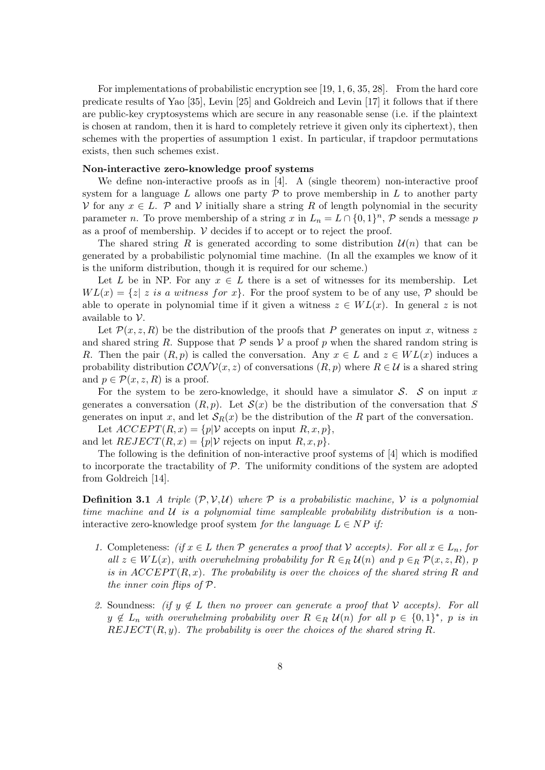For implementations of probabilistic encryption see [19, 1, 6, 35, 28]. From the hard core predicate results of Yao [35], Levin [25] and Goldreich and Levin [17] it follows that if there are public-key cryptosystems which are secure in any reasonable sense (i.e. if the plaintext is chosen at random, then it is hard to completely retrieve it given only its ciphertext), then schemes with the properties of assumption 1 exist. In particular, if trapdoor permutations exists, then such schemes exist.

**Non-interactive zero-knowledge proof systems**

We define non-interactive proofs as in [4]. A (single theorem) non-interactive proof system for a language $L$ allows one party $\mathcal{P}$ to prove membership in $L$ to another party $\mathcal{V}$ for any $x \in L$. $\mathcal{P}$ and $\mathcal{V}$ initially share a string $R$ of length polynomial in the security parameter $n$. To prove membership of a string $x$ in $L_n = L \cap \{0,1\}^n$, $\mathcal{P}$ sends a message $p$ as a proof of membership. $\mathcal{V}$ decides if to accept or to reject the proof.

The shared string $R$ is generated according to some distribution $\mathcal{U}(n)$ that can be generated by a probabilistic polynomial time machine. (In all the examples we know of it is the uniform distribution, though it is required for our scheme.)

Let $L$ be in NP. For any $x \in L$ there is a set of witnesses for its membership. Let $WL(x) = \{z| \text{ } z \text{ } is \text{ } a \text{ } witness \text{ } for \text{ } x\}$. For the proof system to be of any use, $\mathcal{P}$ should be able to operate in polynomial time if it given a witness $z \in WL(x)$. In general $z$ is not available to $\mathcal{V}$.

Let $\mathcal{P}(x, z, R)$ be the distribution of the proofs that $P$ generates on input $x$, witness $z$ and shared string $R$. Suppose that $\mathcal{P}$ sends $\mathcal{V}$ a proof $p$ when the shared random string is $R$. Then the pair $(R, p)$ is called the conversation. Any $x \in L$ and $z \in WL(x)$ induces a probability distribution $\mathcal{CONV}(x, z)$ of conversations $(R, p)$ where $R \in \mathcal{U}$ is a shared string and $p \in \mathcal{P}(x, z, R)$ is a proof.

For the system to be zero-knowledge, it should have a simulator $\mathcal{S}$. $\mathcal{S}$ on input $x$ generates a conversation $(R, p)$. Let $\mathcal{S}(x)$ be the distribution of the conversation that $S$ generates on input $x$, and let $\mathcal{S}_R(x)$ be the distribution of the $R$ part of the conversation.

Let $ACCEPT(R, x) = \{p|\mathcal{V} \text{ accepts on input } R, x, p\}$,
and let $REJECT(R, x) = \{p|\mathcal{V} \text{ rejects on input } R, x, p\}$.

The following is the definition of non-interactive proof systems of [4] which is modified to incorporate the tractability of $\mathcal{P}$. The uniformity conditions of the system are adopted from Goldreich [14].

**Definition 3.1** *A triple* $(\mathcal{P}, \mathcal{V}, \mathcal{U})$ *where* $\mathcal{P}$ *is a probabilistic machine,* $\mathcal{V}$ *is a polynomial time machine and* $\mathcal{U}$ *is a polynomial time sampleable probability distribution is a* non-interactive zero-knowledge proof system *for the language* $L \in NP$ *if:*

1. Completeness: *(if* $x \in L$ *then* $\mathcal{P}$ *generates a proof that* $\mathcal{V}$ *accepts). For all* $x \in L_n$*, for all* $z \in WL(x)$*, with overwhelming probability for* $R \in_R \mathcal{U}(n)$ *and* $p \in_R \mathcal{P}(x, z, R)$*,* $p$ *is in* $ACCEPT(R, x)$*. The probability is over the choices of the shared string* $R$ *and the inner coin flips of* $\mathcal{P}$*.*

2. Soundness: *(if* $y \notin L$ *then no prover can generate a proof that* $\mathcal{V}$ *accepts). For all* $y \notin L_n$ *with overwhelming probability over* $R \in_R \mathcal{U}(n)$ *for all* $p \in \{0,1\}^*$*,* $p$ *is in* $REJECT(R, y)$*. The probability is over the choices of the shared string* $R$*.*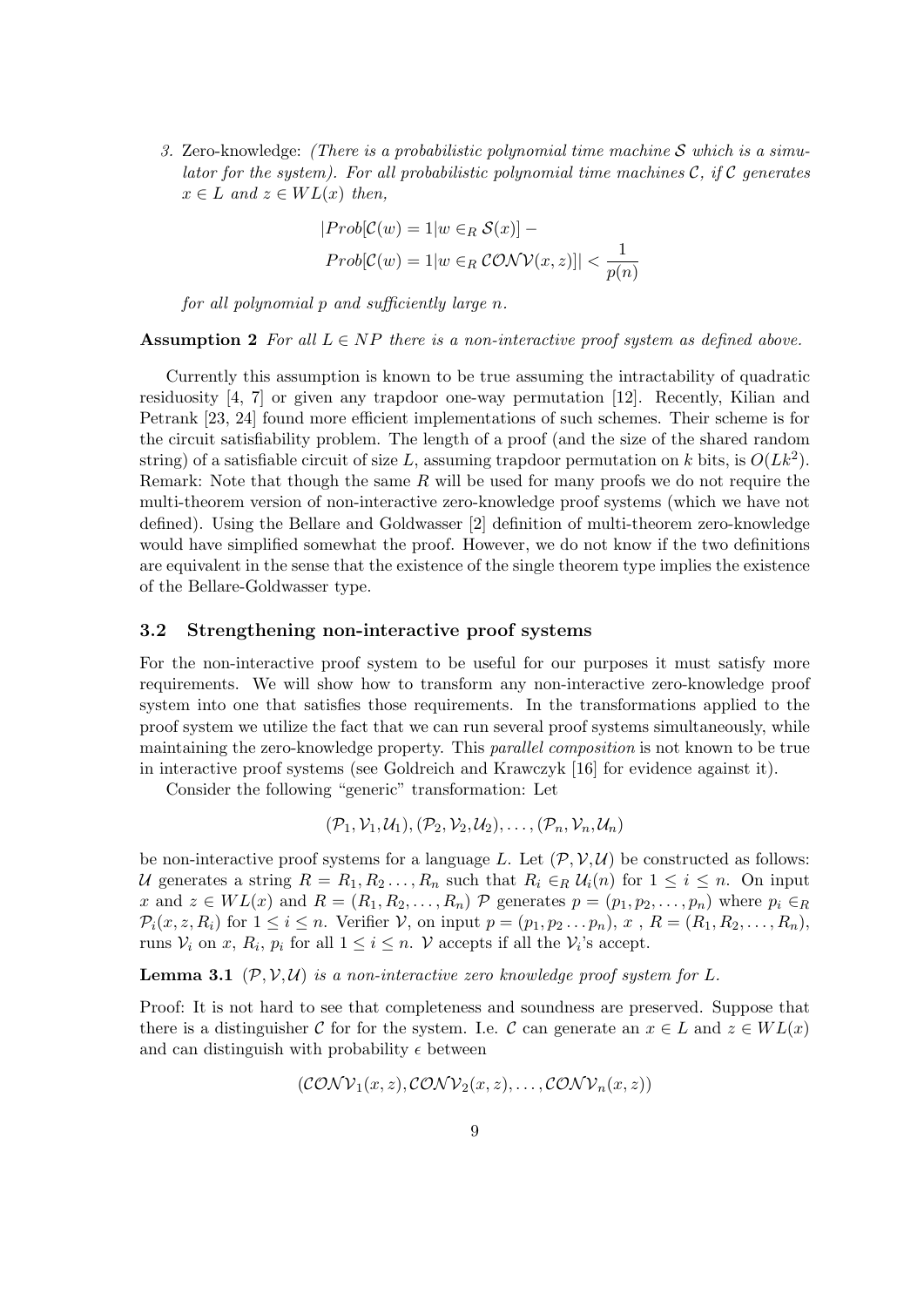3. Zero-knowledge: *(There is a probabilistic polynomial time machine $\mathcal{S}$ which is a simulator for the system). For all probabilistic polynomial time machines $\mathcal{C}$, if $\mathcal{C}$ generates $x \in L$ and $z \in WL(x)$ then,*

$$|Prob[\mathcal{C}(w) = 1 | w \in_R \mathcal{S}(x)] - Prob[\mathcal{C}(w) = 1 | w \in_R \mathcal{CONV}(x,z)]| < \frac{1}{p(n)}$$

*for all polynomial $p$ and sufficiently large $n$.*

**Assumption 2** *For all $L \in NP$ there is a non-interactive proof system as defined above.*

Currently this assumption is known to be true assuming the intractability of quadratic residuosity [4, 7] or given any trapdoor one-way permutation [12]. Recently, Kilian and Petrank [23, 24] found more efficient implementations of such schemes. Their scheme is for the circuit satisfiability problem. The length of a proof (and the size of the shared random string) of a satisfiable circuit of size $L$, assuming trapdoor permutation on $k$ bits, is $O(Lk^2)$. Remark: Note that though the same $R$ will be used for many proofs we do not require the multi-theorem version of non-interactive zero-knowledge proof systems (which we have not defined). Using the Bellare and Goldwasser [2] definition of multi-theorem zero-knowledge would have simplified somewhat the proof. However, we do not know if the two definitions are equivalent in the sense that the existence of the single theorem type implies the existence of the Bellare-Goldwasser type.

### 3.2 Strengthening non-interactive proof systems

For the non-interactive proof system to be useful for our purposes it must satisfy more requirements. We will show how to transform any non-interactive zero-knowledge proof system into one that satisfies those requirements. In the transformations applied to the proof system we utilize the fact that we can run several proof systems simultaneously, while maintaining the zero-knowledge property. This *parallel composition* is not known to be true in interactive proof systems (see Goldreich and Krawczyk [16] for evidence against it).

Consider the following "generic" transformation: Let

$$(\mathcal{P}_1, \mathcal{V}_1, \mathcal{U}_1), (\mathcal{P}_2, \mathcal{V}_2, \mathcal{U}_2), \ldots, (\mathcal{P}_n, \mathcal{V}_n, \mathcal{U}_n)$$

be non-interactive proof systems for a language $L$. Let $(\mathcal{P}, \mathcal{V}, \mathcal{U})$ be constructed as follows: $\mathcal{U}$ generates a string $R = R_1, R_2 \ldots, R_n$ such that $R_i \in_R \mathcal{U}_i(n)$ for $1 \leq i \leq n$. On input $x$ and $z \in WL(x)$ and $R = (R_1, R_2, \ldots, R_n)$ $\mathcal{P}$ generates $p = (p_1, p_2, \ldots, p_n)$ where $p_i \in_R \mathcal{P}_i(x, z, R_i)$ for $1 \leq i \leq n$. Verifier $\mathcal{V}$, on input $p = (p_1, p_2 \ldots p_n)$, $x$ , $R = (R_1, R_2, \ldots, R_n)$, runs $\mathcal{V}_i$ on $x$, $R_i$, $p_i$ for all $1 \leq i \leq n$. $\mathcal{V}$ accepts if all the $\mathcal{V}_i$'s accept.

**Lemma 3.1** *$(\mathcal{P}, \mathcal{V}, \mathcal{U})$ is a non-interactive zero knowledge proof system for $L$.*

Proof: It is not hard to see that completeness and soundness are preserved. Suppose that there is a distinguisher $\mathcal{C}$ for for the system. I.e. $\mathcal{C}$ can generate an $x \in L$ and $z \in WL(x)$ and can distinguish with probability $\epsilon$ between

$$(\mathcal{CONV}_1(x,z), \mathcal{CONV}_2(x,z), \ldots, \mathcal{CONV}_n(x,z))$$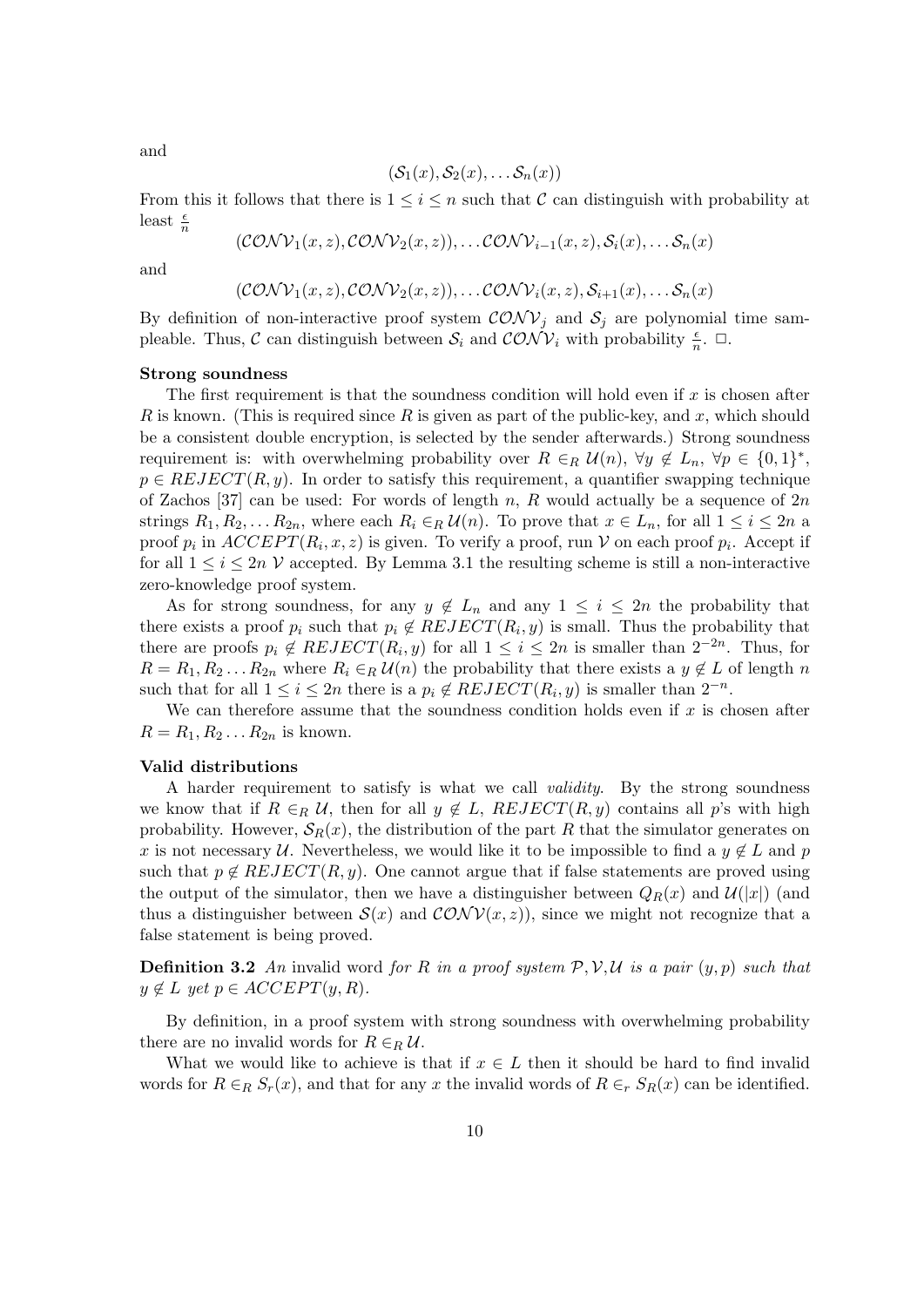and

$$(\mathcal{S}_1(x), \mathcal{S}_2(x), \ldots \mathcal{S}_n(x))$$

From this it follows that there is $1 \leq i \leq n$ such that $\mathcal{C}$ can distinguish with probability at least $\frac{\epsilon}{n}$

$$(\mathcal{CONV}_1(x,z), \mathcal{CONV}_2(x,z)), \ldots \mathcal{CONV}_{i-1}(x,z), \mathcal{S}_i(x), \ldots \mathcal{S}_n(x)$$

and

$$(\mathcal{CONV}_1(x,z), \mathcal{CONV}_2(x,z)), \ldots \mathcal{CONV}_i(x,z), \mathcal{S}_{i+1}(x), \ldots \mathcal{S}_n(x)$$

By definition of non-interactive proof system $\mathcal{CONV}_j$ and $\mathcal{S}_j$ are polynomial time sampleable. Thus, $\mathcal{C}$ can distinguish between $\mathcal{S}_i$ and $\mathcal{CONV}_i$ with probability $\frac{\epsilon}{n}$. $\Box$.

**Strong soundness**

The first requirement is that the soundness condition will hold even if $x$ is chosen after $R$ is known. (This is required since $R$ is given as part of the public-key, and $x$, which should be a consistent double encryption, is selected by the sender afterwards.) Strong soundness requirement is: with overwhelming probability over $R \in_R \mathcal{U}(n)$, $\forall y \notin L_n$, $\forall p \in \{0,1\}^*$, $p \in REJECT(R, y)$. In order to satisfy this requirement, a quantifier swapping technique of Zachos [37] can be used: For words of length $n$, $R$ would actually be a sequence of $2n$ strings $R_1, R_2, \ldots R_{2n}$, where each $R_i \in_R \mathcal{U}(n)$. To prove that $x \in L_n$, for all $1 \leq i \leq 2n$ a proof $p_i$ in $ACCEPT(R_i, x, z)$ is given. To verify a proof, run $\mathcal{V}$ on each proof $p_i$. Accept if for all $1 \leq i \leq 2n$ $\mathcal{V}$ accepted. By Lemma 3.1 the resulting scheme is still a non-interactive zero-knowledge proof system.

As for strong soundness, for any $y \notin L_n$ and any $1 \leq i \leq 2n$ the probability that there exists a proof $p_i$ such that $p_i \notin REJECT(R_i, y)$ is small. Thus the probability that there are proofs $p_i \notin REJECT(R_i, y)$ for all $1 \leq i \leq 2n$ is smaller than $2^{-2n}$. Thus, for $R = R_1, R_2 \ldots R_{2n}$ where $R_i \in_R \mathcal{U}(n)$ the probability that there exists a $y \notin L$ of length $n$ such that for all $1 \leq i \leq 2n$ there is a $p_i \notin REJECT(R_i, y)$ is smaller than $2^{-n}$.

We can therefore assume that the soundness condition holds even if $x$ is chosen after $R = R_1, R_2 \ldots R_{2n}$ is known.

**Valid distributions**

A harder requirement to satisfy is what we call *validity*. By the strong soundness we know that if $R \in_R \mathcal{U}$, then for all $y \notin L$, $REJECT(R, y)$ contains all $p$'s with high probability. However, $\mathcal{S}_R(x)$, the distribution of the part $R$ that the simulator generates on $x$ is not necessary $\mathcal{U}$. Nevertheless, we would like it to be impossible to find a $y \notin L$ and $p$ such that $p \notin REJECT(R, y)$. One cannot argue that if false statements are proved using the output of the simulator, then we have a distinguisher between $Q_R(x)$ and $\mathcal{U}(|x|)$ (and thus a distinguisher between $\mathcal{S}(x)$ and $\mathcal{CONV}(x, z)$), since we might not recognize that a false statement is being proved.

**Definition 3.2** *An* invalid word *for $R$ in a proof system $\mathcal{P}, \mathcal{V}, \mathcal{U}$ is a pair $(y, p)$ such that $y \notin L$ yet $p \in ACCEPT(y, R)$.*

By definition, in a proof system with strong soundness with overwhelming probability there are no invalid words for $R \in_R \mathcal{U}$.

What we would like to achieve is that if $x \in L$ then it should be hard to find invalid words for $R \in_R S_r(x)$, and that for any $x$ the invalid words of $R \in_r S_R(x)$ can be identified.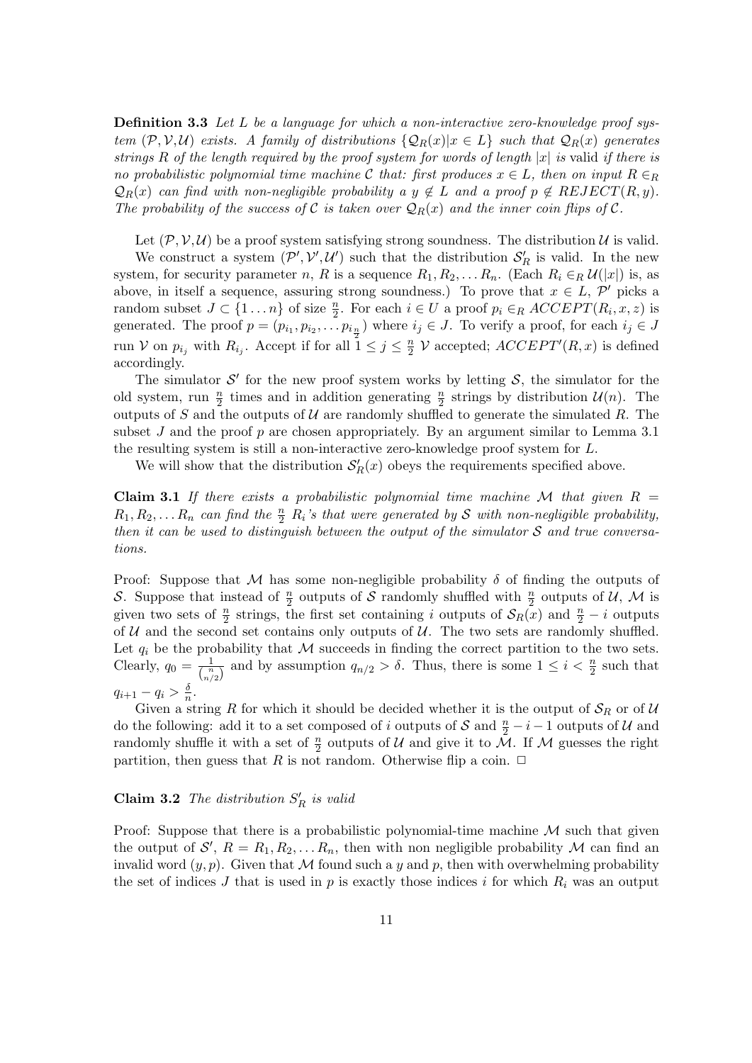**Definition 3.3** *Let $L$ be a language for which a non-interactive zero-knowledge proof system $(\mathcal{P},\mathcal{V},\mathcal{U})$ exists. A family of distributions $\{\mathcal{Q}_R(x)|x \in L\}$ such that $\mathcal{Q}_R(x)$ generates strings $R$ of the length required by the proof system for words of length $|x|$ is* valid *if there is no probabilistic polynomial time machine $\mathcal{C}$ that: first produces $x \in L$, then on input $R \in_R \mathcal{Q}_R(x)$ can find with non-negligible probability a $y \notin L$ and a proof $p \notin REJECT(R, y)$. The probability of the success of $\mathcal{C}$ is taken over $\mathcal{Q}_R(x)$ and the inner coin flips of $\mathcal{C}$.*

Let $(\mathcal{P},\mathcal{V},\mathcal{U})$ be a proof system satisfying strong soundness. The distribution $\mathcal{U}$ is valid.

We construct a system $(\mathcal{P}',\mathcal{V}',\mathcal{U}')$ such that the distribution $\mathcal{S}'_R$ is valid. In the new system, for security parameter $n$, $R$ is a sequence $R_1, R_2, \ldots R_n$. (Each $R_i \in_R \mathcal{U}(|x|)$ is, as above, in itself a sequence, assuring strong soundness.) To prove that $x \in L$, $\mathcal{P}'$ picks a random subset $J \subset \{1 \ldots n\}$ of size $\frac{n}{2}$. For each $i \in U$ a proof $p_i \in_R ACCEPT(R_i, x, z)$ is generated. The proof $p = (p_{i_1}, p_{i_2}, \ldots p_{i_{\frac{n}{2}}})$ where $i_j \in J$. To verify a proof, for each $i_j \in J$ run $\mathcal{V}$ on $p_{i_j}$ with $R_{i_j}$. Accept if for all $1 \leq j \leq \frac{n}{2}$ $\mathcal{V}$ accepted; $ACCEPT'(R, x)$ is defined accordingly.

The simulator $\mathcal{S}'$ for the new proof system works by letting $\mathcal{S}$, the simulator for the old system, run $\frac{n}{2}$ times and in addition generating $\frac{n}{2}$ strings by distribution $\mathcal{U}(n)$. The outputs of $S$ and the outputs of $\mathcal{U}$ are randomly shuffled to generate the simulated $R$. The subset $J$ and the proof $p$ are chosen appropriately. By an argument similar to Lemma 3.1 the resulting system is still a non-interactive zero-knowledge proof system for $L$.

We will show that the distribution $\mathcal{S}'_R(x)$ obeys the requirements specified above.

**Claim 3.1** *If there exists a probabilistic polynomial time machine $\mathcal{M}$ that given $R = R_1, R_2, \ldots R_n$ can find the $\frac{n}{2}$ $R_i$'s that were generated by $\mathcal{S}$ with non-negligible probability, then it can be used to distinguish between the output of the simulator $\mathcal{S}$ and true conversations.*

Proof: Suppose that $\mathcal{M}$ has some non-negligible probability $\delta$ of finding the outputs of $\mathcal{S}$. Suppose that instead of $\frac{n}{2}$ outputs of $\mathcal{S}$ randomly shuffled with $\frac{n}{2}$ outputs of $\mathcal{U}$, $\mathcal{M}$ is given two sets of $\frac{n}{2}$ strings, the first set containing $i$ outputs of $\mathcal{S}_R(x)$ and $\frac{n}{2} - i$ outputs of $\mathcal{U}$ and the second set contains only outputs of $\mathcal{U}$. The two sets are randomly shuffled. Let $q_i$ be the probability that $\mathcal{M}$ succeeds in finding the correct partition to the two sets. Clearly, $q_0 = \frac{1}{\binom{n}{n/2}}$ and by assumption $q_{n/2} > \delta$. Thus, there is some $1 \leq i < \frac{n}{2}$ such that $q_{i+1} - q_i > \frac{\delta}{n}$.

Given a string $R$ for which it should be decided whether it is the output of $\mathcal{S}_R$ or of $\mathcal{U}$ do the following: add it to a set composed of $i$ outputs of $\mathcal{S}$ and $\frac{n}{2} - i - 1$ outputs of $\mathcal{U}$ and randomly shuffle it with a set of $\frac{n}{2}$ outputs of $\mathcal{U}$ and give it to $\mathcal{M}$. If $\mathcal{M}$ guesses the right partition, then guess that $R$ is not random. Otherwise flip a coin. $\Box$

**Claim 3.2** *The distribution $S'_R$ is valid*

Proof: Suppose that there is a probabilistic polynomial-time machine $\mathcal{M}$ such that given the output of $\mathcal{S}'$, $R = R_1, R_2, \ldots R_n$, then with non negligible probability $\mathcal{M}$ can find an invalid word $(y, p)$. Given that $\mathcal{M}$ found such a $y$ and $p$, then with overwhelming probability the set of indices $J$ that is used in $p$ is exactly those indices $i$ for which $R_i$ was an output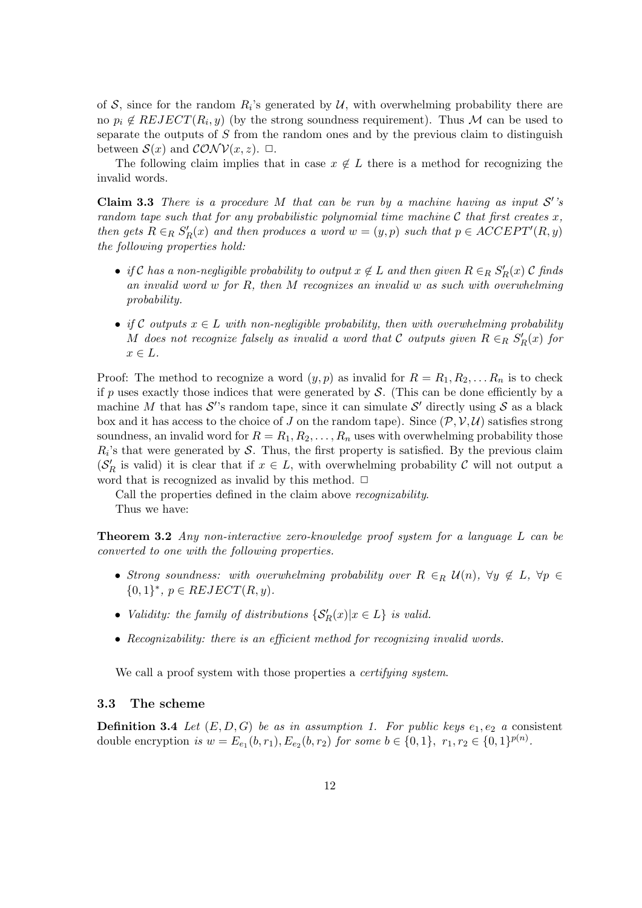of $\mathcal{S}$, since for the random $R_i$'s generated by $\mathcal{U}$, with overwhelming probability there are no $p_i \notin REJECT(R_i, y)$ (by the strong soundness requirement). Thus $\mathcal{M}$ can be used to separate the outputs of $S$ from the random ones and by the previous claim to distinguish between $\mathcal{S}(x)$ and $\mathcal{CONV}(x, z)$. □.

The following claim implies that in case $x \notin L$ there is a method for recognizing the invalid words.

**Claim 3.3** *There is a procedure $M$ that can be run by a machine having as input $\mathcal{S}'$'s random tape such that for any probabilistic polynomial time machine $\mathcal{C}$ that first creates $x$, then gets $R \in_R S'_R(x)$ and then produces a word $w = (y, p)$ such that $p \in ACCEPT'(R, y)$ the following properties hold:*

- *if $\mathcal{C}$ has a non-negligible probability to output $x \notin L$ and then given $R \in_R S'_R(x)$ $\mathcal{C}$ finds an invalid word $w$ for $R$, then $M$ recognizes an invalid $w$ as such with overwhelming probability.*
- *if $\mathcal{C}$ outputs $x \in L$ with non-negligible probability, then with overwhelming probability $M$ does not recognize falsely as invalid a word that $\mathcal{C}$ outputs given $R \in_R S'_R(x)$ for $x \in L$.*

Proof: The method to recognize a word $(y, p)$ as invalid for $R = R_1, R_2, \ldots R_n$ is to check if $p$ uses exactly those indices that were generated by $\mathcal{S}$. (This can be done efficiently by a machine $M$ that has $\mathcal{S}'$'s random tape, since it can simulate $\mathcal{S}'$ directly using $\mathcal{S}$ as a black box and it has access to the choice of $J$ on the random tape). Since $(\mathcal{P}, \mathcal{V}, \mathcal{U})$ satisfies strong soundness, an invalid word for $R = R_1, R_2, \ldots, R_n$ uses with overwhelming probability those $R_i$'s that were generated by $\mathcal{S}$. Thus, the first property is satisfied. By the previous claim ($\mathcal{S}'_R$ is valid) it is clear that if $x \in L$, with overwhelming probability $\mathcal{C}$ will not output a word that is recognized as invalid by this method. □

Call the properties defined in the claim above *recognizability*.

Thus we have:

**Theorem 3.2** *Any non-interactive zero-knowledge proof system for a language $L$ can be converted to one with the following properties.*

- *Strong soundness: with overwhelming probability over $R \in_R \mathcal{U}(n)$, $\forall y \notin L$, $\forall p \in \{0,1\}^*$, $p \in REJECT(R, y)$.*
- *Validity: the family of distributions $\{\mathcal{S}'_R(x) | x \in L\}$ is valid.*
- *Recognizability: there is an efficient method for recognizing invalid words.*

We call a proof system with those properties a *certifying system*.

### 3.3 The scheme

**Definition 3.4** *Let $(E, D, G)$ be as in assumption 1. For public keys $e_1, e_2$ a* consistent double encryption *is $w = E_{e_1}(b, r_1), E_{e_2}(b, r_2)$ for some $b \in \{0,1\}$, $r_1, r_2 \in \{0,1\}^{p(n)}$.*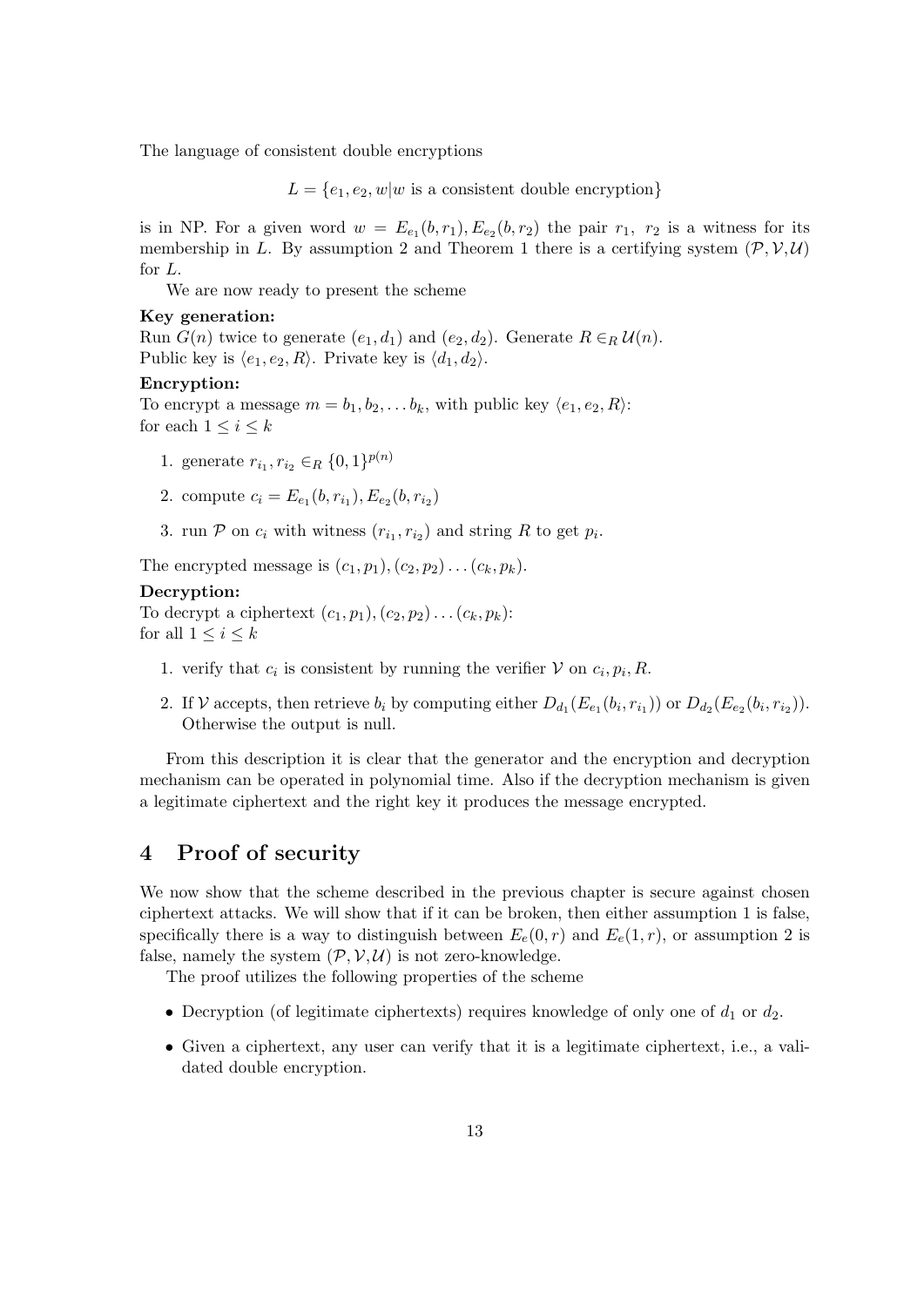The language of consistent double encryptions

$$L = \{e_1, e_2, w | w \text{ is a consistent double encryption}\}$$

is in NP. For a given word $w = E_{e_1}(b, r_1), E_{e_2}(b, r_2)$ the pair $r_1,\ r_2$ is a witness for its membership in $L$. By assumption 2 and Theorem 1 there is a certifying system $(\mathcal{P}, \mathcal{V}, \mathcal{U})$ for $L$.

We are now ready to present the scheme

**Key generation:**
Run $G(n)$ twice to generate $(e_1, d_1)$ and $(e_2, d_2)$. Generate $R \in_R \mathcal{U}(n)$.
Public key is $\langle e_1, e_2, R\rangle$. Private key is $\langle d_1, d_2\rangle$.

**Encryption:**
To encrypt a message $m = b_1, b_2, \ldots b_k$, with public key $\langle e_1, e_2, R\rangle$:
for each $1 \leq i \leq k$

1. generate $r_{i_1}, r_{i_2} \in_R \{0, 1\}^{p(n)}$
2. compute $c_i = E_{e_1}(b, r_{i_1}), E_{e_2}(b, r_{i_2})$
3. run $\mathcal{P}$ on $c_i$ with witness $(r_{i_1}, r_{i_2})$ and string $R$ to get $p_i$.

The encrypted message is $(c_1, p_1), (c_2, p_2) \ldots (c_k, p_k)$.

**Decryption:**
To decrypt a ciphertext $(c_1, p_1), (c_2, p_2) \ldots (c_k, p_k)$:
for all $1 \leq i \leq k$

1. verify that $c_i$ is consistent by running the verifier $\mathcal{V}$ on $c_i, p_i, R$.
2. If $\mathcal{V}$ accepts, then retrieve $b_i$ by computing either $D_{d_1}(E_{e_1}(b_i, r_{i_1}))$ or $D_{d_2}(E_{e_2}(b_i, r_{i_2}))$. Otherwise the output is null.

From this description it is clear that the generator and the encryption and decryption mechanism can be operated in polynomial time. Also if the decryption mechanism is given a legitimate ciphertext and the right key it produces the message encrypted.

# 4 Proof of security

We now show that the scheme described in the previous chapter is secure against chosen ciphertext attacks. We will show that if it can be broken, then either assumption 1 is false, specifically there is a way to distinguish between $E_e(0, r)$ and $E_e(1, r)$, or assumption 2 is false, namely the system $(\mathcal{P}, \mathcal{V}, \mathcal{U})$ is not zero-knowledge.

The proof utilizes the following properties of the scheme

- Decryption (of legitimate ciphertexts) requires knowledge of only one of $d_1$ or $d_2$.
- Given a ciphertext, any user can verify that it is a legitimate ciphertext, i.e., a validated double encryption.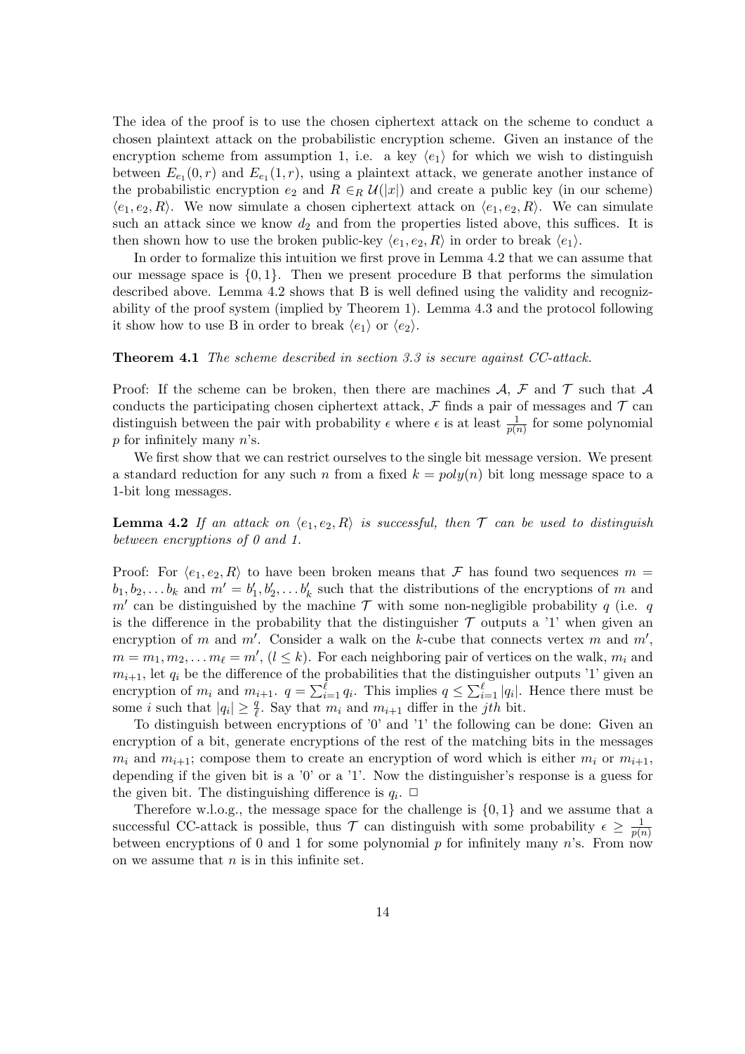The idea of the proof is to use the chosen ciphertext attack on the scheme to conduct a chosen plaintext attack on the probabilistic encryption scheme. Given an instance of the encryption scheme from assumption 1, i.e. a key $\langle e_1 \rangle$ for which we wish to distinguish between $E_{e_1}(0, r)$ and $E_{e_1}(1, r)$, using a plaintext attack, we generate another instance of the probabilistic encryption $e_2$ and $R \in_R \mathcal{U}(|x|)$ and create a public key (in our scheme) $\langle e_1, e_2, R \rangle$. We now simulate a chosen ciphertext attack on $\langle e_1, e_2, R \rangle$. We can simulate such an attack since we know $d_2$ and from the properties listed above, this suffices. It is then shown how to use the broken public-key $\langle e_1, e_2, R \rangle$ in order to break $\langle e_1 \rangle$.

In order to formalize this intuition we first prove in Lemma 4.2 that we can assume that our message space is $\{0, 1\}$. Then we present procedure B that performs the simulation described above. Lemma 4.2 shows that B is well defined using the validity and recognizability of the proof system (implied by Theorem 1). Lemma 4.3 and the protocol following it show how to use B in order to break $\langle e_1 \rangle$ or $\langle e_2 \rangle$.

**Theorem 4.1** *The scheme described in section 3.3 is secure against CC-attack.*

Proof: If the scheme can be broken, then there are machines $\mathcal{A}$, $\mathcal{F}$ and $\mathcal{T}$ such that $\mathcal{A}$ conducts the participating chosen ciphertext attack, $\mathcal{F}$ finds a pair of messages and $\mathcal{T}$ can distinguish between the pair with probability $\epsilon$ where $\epsilon$ is at least $\frac{1}{p(n)}$ for some polynomial $p$ for infinitely many $n$'s.

We first show that we can restrict ourselves to the single bit message version. We present a standard reduction for any such $n$ from a fixed $k = poly(n)$ bit long message space to a 1-bit long messages.

**Lemma 4.2** *If an attack on $\langle e_1, e_2, R \rangle$ is successful, then $\mathcal{T}$ can be used to distinguish between encryptions of 0 and 1.*

Proof: For $\langle e_1, e_2, R \rangle$ to have been broken means that $\mathcal{F}$ has found two sequences $m = b_1, b_2, \ldots b_k$ and $m' = b'_1, b'_2, \ldots b'_k$ such that the distributions of the encryptions of $m$ and $m'$ can be distinguished by the machine $\mathcal{T}$ with some non-negligible probability $q$ (i.e. $q$ is the difference in the probability that the distinguisher $\mathcal{T}$ outputs a '1' when given an encryption of $m$ and $m'$. Consider a walk on the $k$-cube that connects vertex $m$ and $m'$, $m = m_1, m_2, \ldots m_\ell = m'$, $(l \leq k)$. For each neighboring pair of vertices on the walk, $m_i$ and $m_{i+1}$, let $q_i$ be the difference of the probabilities that the distinguisher outputs '1' given an encryption of $m_i$ and $m_{i+1}$. $q = \sum_{i=1}^{\ell} q_i$. This implies $q \leq \sum_{i=1}^{\ell} |q_i|$. Hence there must be some $i$ such that $|q_i| \geq \frac{q}{\ell}$. Say that $m_i$ and $m_{i+1}$ differ in the $jth$ bit.

To distinguish between encryptions of '0' and '1' the following can be done: Given an encryption of a bit, generate encryptions of the rest of the matching bits in the messages $m_i$ and $m_{i+1}$; compose them to create an encryption of word which is either $m_i$ or $m_{i+1}$, depending if the given bit is a '0' or a '1'. Now the distinguisher's response is a guess for the given bit. The distinguishing difference is $q_i$. $\Box$

Therefore w.l.o.g., the message space for the challenge is $\{0, 1\}$ and we assume that a successful CC-attack is possible, thus $\mathcal{T}$ can distinguish with some probability $\epsilon \geq \frac{1}{p(n)}$ between encryptions of 0 and 1 for some polynomial $p$ for infinitely many $n$'s. From now on we assume that $n$ is in this infinite set.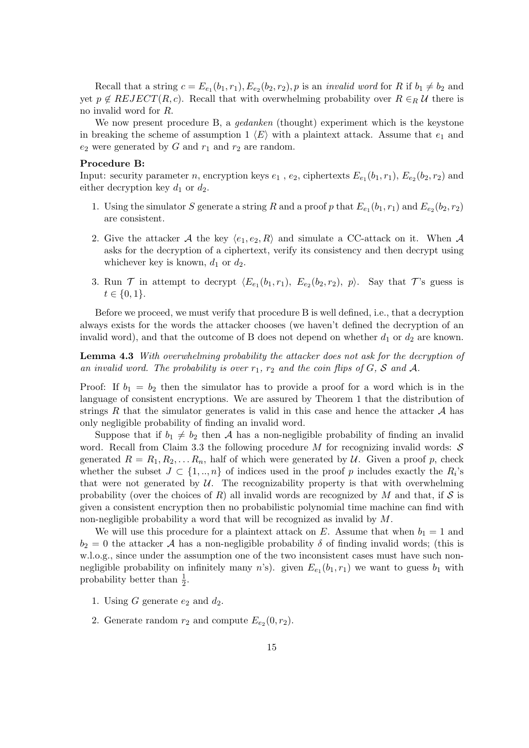Recall that a string $c = E_{e_1}(b_1, r_1), E_{e_2}(b_2, r_2), p$ is an *invalid word* for $R$ if $b_1 \neq b_2$ and yet $p \notin REJECT(R, c)$. Recall that with overwhelming probability over $R \in_R \mathcal{U}$ there is no invalid word for $R$.

We now present procedure B, a *gedanken* (thought) experiment which is the keystone in breaking the scheme of assumption 1 $\langle E \rangle$ with a plaintext attack. Assume that $e_1$ and $e_2$ were generated by $G$ and $r_1$ and $r_2$ are random.

**Procedure B:**
Input: security parameter $n$, encryption keys $e_1$ , $e_2$, ciphertexts $E_{e_1}(b_1, r_1)$, $E_{e_2}(b_2, r_2)$ and either decryption key $d_1$ or $d_2$.

1. Using the simulator $S$ generate a string $R$ and a proof $p$ that $E_{e_1}(b_1, r_1)$ and $E_{e_2}(b_2, r_2)$ are consistent.
2. Give the attacker $\mathcal{A}$ the key $\langle e_1, e_2, R \rangle$ and simulate a CC-attack on it. When $\mathcal{A}$ asks for the decryption of a ciphertext, verify its consistency and then decrypt using whichever key is known, $d_1$ or $d_2$.
3. Run $\mathcal{T}$ in attempt to decrypt $\langle E_{e_1}(b_1, r_1),\ E_{e_2}(b_2, r_2),\ p \rangle$. Say that $\mathcal{T}$'s guess is $t \in \{0, 1\}$.

Before we proceed, we must verify that procedure B is well defined, i.e., that a decryption always exists for the words the attacker chooses (we haven't defined the decryption of an invalid word), and that the outcome of B does not depend on whether $d_1$ or $d_2$ are known.

**Lemma 4.3** *With overwhelming probability the attacker does not ask for the decryption of an invalid word. The probability is over $r_1$, $r_2$ and the coin flips of $G$, $\mathcal{S}$ and $\mathcal{A}$.*

Proof: If $b_1 = b_2$ then the simulator has to provide a proof for a word which is in the language of consistent encryptions. We are assured by Theorem 1 that the distribution of strings $R$ that the simulator generates is valid in this case and hence the attacker $\mathcal{A}$ has only negligible probability of finding an invalid word.

Suppose that if $b_1 \neq b_2$ then $\mathcal{A}$ has a non-negligible probability of finding an invalid word. Recall from Claim 3.3 the following procedure $M$ for recognizing invalid words: $\mathcal{S}$ generated $R = R_1, R_2, \ldots R_n$, half of which were generated by $\mathcal{U}$. Given a proof $p$, check whether the subset $J \subset \{1, .., n\}$ of indices used in the proof $p$ includes exactly the $R_i$'s that were not generated by $\mathcal{U}$. The recognizability property is that with overwhelming probability (over the choices of $R$) all invalid words are recognized by $M$ and that, if $\mathcal{S}$ is given a consistent encryption then no probabilistic polynomial time machine can find with non-negligible probability a word that will be recognized as invalid by $M$.

We will use this procedure for a plaintext attack on $E$. Assume that when $b_1 = 1$ and $b_2 = 0$ the attacker $\mathcal{A}$ has a non-negligible probability $\delta$ of finding invalid words; (this is w.l.o.g., since under the assumption one of the two inconsistent cases must have such non-negligible probability on infinitely many $n$'s). given $E_{e_1}(b_1, r_1)$ we want to guess $b_1$ with probability better than $\frac{1}{2}$.

1. Using $G$ generate $e_2$ and $d_2$.
2. Generate random $r_2$ and compute $E_{e_2}(0, r_2)$.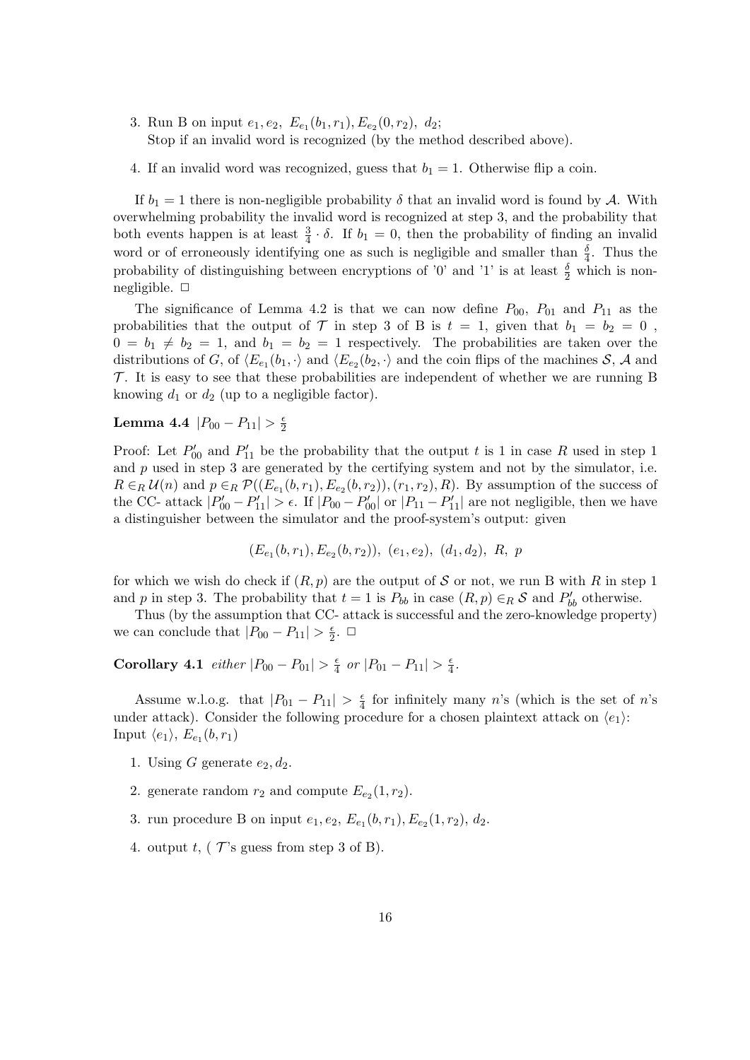3. Run B on input $e_1, e_2,\ E_{e_1}(b_1, r_1), E_{e_2}(0, r_2),\ d_2$;
   Stop if an invalid word is recognized (by the method described above).

4. If an invalid word was recognized, guess that $b_1 = 1$. Otherwise flip a coin.

If $b_1 = 1$ there is non-negligible probability $\delta$ that an invalid word is found by $\mathcal{A}$. With overwhelming probability the invalid word is recognized at step 3, and the probability that both events happen is at least $\frac{3}{4} \cdot \delta$. If $b_1 = 0$, then the probability of finding an invalid word or of erroneously identifying one as such is negligible and smaller than $\frac{\delta}{4}$. Thus the probability of distinguishing between encryptions of '0' and '1' is at least $\frac{\delta}{2}$ which is non-negligible. $\Box$

The significance of Lemma 4.2 is that we can now define $P_{00}$, $P_{01}$ and $P_{11}$ as the probabilities that the output of $\mathcal{T}$ in step 3 of B is $t = 1$, given that $b_1 = b_2 = 0$ , $0 = b_1 \neq b_2 = 1$, and $b_1 = b_2 = 1$ respectively. The probabilities are taken over the distributions of $G$, of $\langle E_{e_1}(b_1, \cdot\rangle$ and $\langle E_{e_2}(b_2, \cdot\rangle$ and the coin flips of the machines $\mathcal{S}$, $\mathcal{A}$ and $\mathcal{T}$. It is easy to see that these probabilities are independent of whether we are running B knowing $d_1$ or $d_2$ (up to a negligible factor).

**Lemma 4.4** $|P_{00} - P_{11}| > \frac{\epsilon}{2}$

Proof: Let $P'_{00}$ and $P'_{11}$ be the probability that the output $t$ is 1 in case $R$ used in step 1 and $p$ used in step 3 are generated by the certifying system and not by the simulator, i.e. $R \in_R \mathcal{U}(n)$ and $p \in_R \mathcal{P}((E_{e_1}(b, r_1), E_{e_2}(b, r_2)), (r_1, r_2), R)$. By assumption of the success of the CC- attack $|P'_{00} - P'_{11}| > \epsilon$. If $|P_{00} - P'_{00}|$ or $|P_{11} - P'_{11}|$ are not negligible, then we have a distinguisher between the simulator and the proof-system's output: given

$$(E_{e_1}(b, r_1), E_{e_2}(b, r_2)),\ (e_1, e_2),\ (d_1, d_2),\ R,\ p$$

for which we wish do check if $(R, p)$ are the output of $\mathcal{S}$ or not, we run B with $R$ in step 1 and $p$ in step 3. The probability that $t = 1$ is $P_{bb}$ in case $(R, p) \in_R \mathcal{S}$ and $P'_{bb}$ otherwise.

Thus (by the assumption that CC- attack is successful and the zero-knowledge property) we can conclude that $|P_{00} - P_{11}| > \frac{\epsilon}{2}$. $\Box$

**Corollary 4.1** *either* $|P_{00} - P_{01}| > \frac{\epsilon}{4}$ *or* $|P_{01} - P_{11}| > \frac{\epsilon}{4}$.

Assume w.l.o.g. that $|P_{01} - P_{11}| > \frac{\epsilon}{4}$ for infinitely many $n$'s (which is the set of $n$'s under attack). Consider the following procedure for a chosen plaintext attack on $\langle e_1\rangle$:
Input $\langle e_1\rangle$, $E_{e_1}(b, r_1)$

1. Using $G$ generate $e_2, d_2$.

2. generate random $r_2$ and compute $E_{e_2}(1, r_2)$.

3. run procedure B on input $e_1, e_2,\ E_{e_1}(b, r_1), E_{e_2}(1, r_2),\ d_2$.

4. output $t$, ( $\mathcal{T}$'s guess from step 3 of B).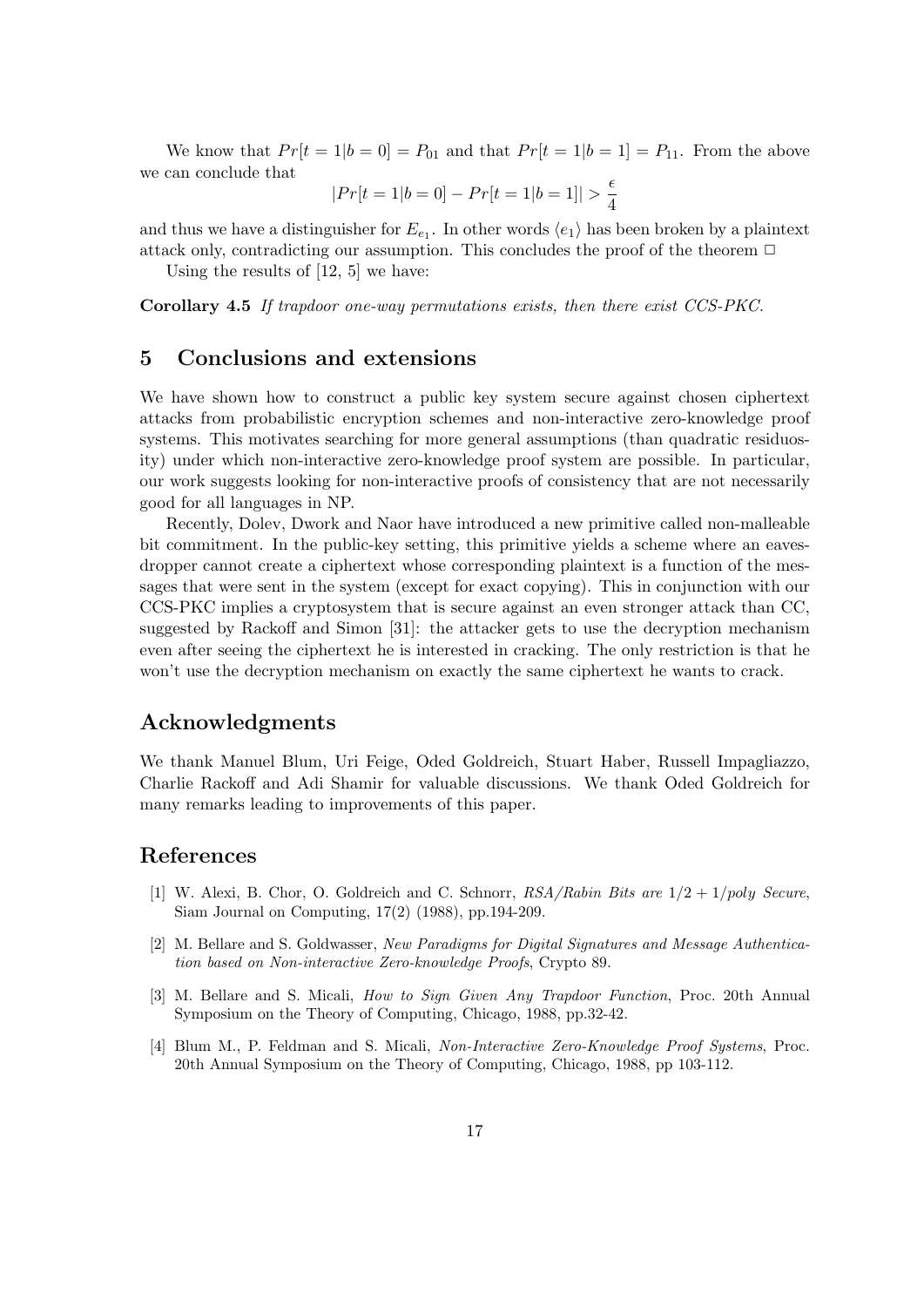We know that $Pr[t = 1|b = 0] = P_{01}$ and that $Pr[t = 1|b = 1] = P_{11}$. From the above we can conclude that

$$|Pr[t = 1|b = 0] - Pr[t = 1|b = 1]| > \frac{\epsilon}{4}$$

and thus we have a distinguisher for $E_{e_1}$. In other words $\langle e_1 \rangle$ has been broken by a plaintext attack only, contradicting our assumption. This concludes the proof of the theorem □

Using the results of [12, 5] we have:

**Corollary 4.5** *If trapdoor one-way permutations exists, then there exist CCS-PKC.*

## 5 Conclusions and extensions

We have shown how to construct a public key system secure against chosen ciphertext attacks from probabilistic encryption schemes and non-interactive zero-knowledge proof systems. This motivates searching for more general assumptions (than quadratic residuosity) under which non-interactive zero-knowledge proof system are possible. In particular, our work suggests looking for non-interactive proofs of consistency that are not necessarily good for all languages in NP.

Recently, Dolev, Dwork and Naor have introduced a new primitive called non-malleable bit commitment. In the public-key setting, this primitive yields a scheme where an eavesdropper cannot create a ciphertext whose corresponding plaintext is a function of the messages that were sent in the system (except for exact copying). This in conjunction with our CCS-PKC implies a cryptosystem that is secure against an even stronger attack than CC, suggested by Rackoff and Simon [31]: the attacker gets to use the decryption mechanism even after seeing the ciphertext he is interested in cracking. The only restriction is that he won't use the decryption mechanism on exactly the same ciphertext he wants to crack.

## Acknowledgments

We thank Manuel Blum, Uri Feige, Oded Goldreich, Stuart Haber, Russell Impagliazzo, Charlie Rackoff and Adi Shamir for valuable discussions. We thank Oded Goldreich for many remarks leading to improvements of this paper.

## References

[1] W. Alexi, B. Chor, O. Goldreich and C. Schnorr, *RSA/Rabin Bits are $1/2 + 1/poly$ Secure*, Siam Journal on Computing, 17(2) (1988), pp.194-209.

[2] M. Bellare and S. Goldwasser, *New Paradigms for Digital Signatures and Message Authentication based on Non-interactive Zero-knowledge Proofs*, Crypto 89.

[3] M. Bellare and S. Micali, *How to Sign Given Any Trapdoor Function*, Proc. 20th Annual Symposium on the Theory of Computing, Chicago, 1988, pp.32-42.

[4] Blum M., P. Feldman and S. Micali, *Non-Interactive Zero-Knowledge Proof Systems*, Proc. 20th Annual Symposium on the Theory of Computing, Chicago, 1988, pp 103-112.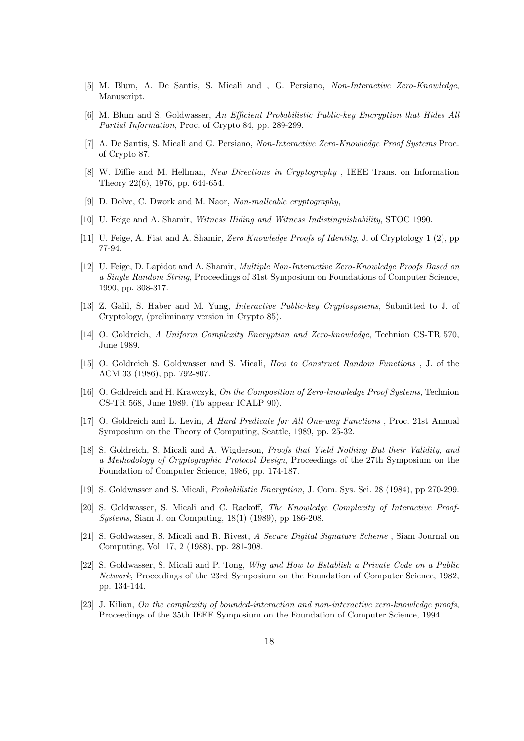[5] M. Blum, A. De Santis, S. Micali and , G. Persiano, *Non-Interactive Zero-Knowledge*, Manuscript.

[6] M. Blum and S. Goldwasser, *An Efficient Probabilistic Public-key Encryption that Hides All Partial Information*, Proc. of Crypto 84, pp. 289-299.

[7] A. De Santis, S. Micali and G. Persiano, *Non-Interactive Zero-Knowledge Proof Systems* Proc. of Crypto 87.

[8] W. Diffie and M. Hellman, *New Directions in Cryptography* , IEEE Trans. on Information Theory 22(6), 1976, pp. 644-654.

[9] D. Dolve, C. Dwork and M. Naor, *Non-malleable cryptography*,

[10] U. Feige and A. Shamir, *Witness Hiding and Witness Indistinguishability*, STOC 1990.

[11] U. Feige, A. Fiat and A. Shamir, *Zero Knowledge Proofs of Identity*, J. of Cryptology 1 (2), pp 77-94.

[12] U. Feige, D. Lapidot and A. Shamir, *Multiple Non-Interactive Zero-Knowledge Proofs Based on a Single Random String*, Proceedings of 31st Symposium on Foundations of Computer Science, 1990, pp. 308-317.

[13] Z. Galil, S. Haber and M. Yung, *Interactive Public-key Cryptosystems*, Submitted to J. of Cryptology, (preliminary version in Crypto 85).

[14] O. Goldreich, *A Uniform Complexity Encryption and Zero-knowledge*, Technion CS-TR 570, June 1989.

[15] O. Goldreich S. Goldwasser and S. Micali, *How to Construct Random Functions* , J. of the ACM 33 (1986), pp. 792-807.

[16] O. Goldreich and H. Krawczyk, *On the Composition of Zero-knowledge Proof Systems*, Technion CS-TR 568, June 1989. (To appear ICALP 90).

[17] O. Goldreich and L. Levin, *A Hard Predicate for All One-way Functions* , Proc. 21st Annual Symposium on the Theory of Computing, Seattle, 1989, pp. 25-32.

[18] S. Goldreich, S. Micali and A. Wigderson, *Proofs that Yield Nothing But their Validity, and a Methodology of Cryptographic Protocol Design*, Proceedings of the 27th Symposium on the Foundation of Computer Science, 1986, pp. 174-187.

[19] S. Goldwasser and S. Micali, *Probabilistic Encryption*, J. Com. Sys. Sci. 28 (1984), pp 270-299.

[20] S. Goldwasser, S. Micali and C. Rackoff, *The Knowledge Complexity of Interactive Proof-Systems*, Siam J. on Computing, 18(1) (1989), pp 186-208.

[21] S. Goldwasser, S. Micali and R. Rivest, *A Secure Digital Signature Scheme* , Siam Journal on Computing, Vol. 17, 2 (1988), pp. 281-308.

[22] S. Goldwasser, S. Micali and P. Tong, *Why and How to Establish a Private Code on a Public Network*, Proceedings of the 23rd Symposium on the Foundation of Computer Science, 1982, pp. 134-144.

[23] J. Kilian, *On the complexity of bounded-interaction and non-interactive zero-knowledge proofs*, Proceedings of the 35th IEEE Symposium on the Foundation of Computer Science, 1994.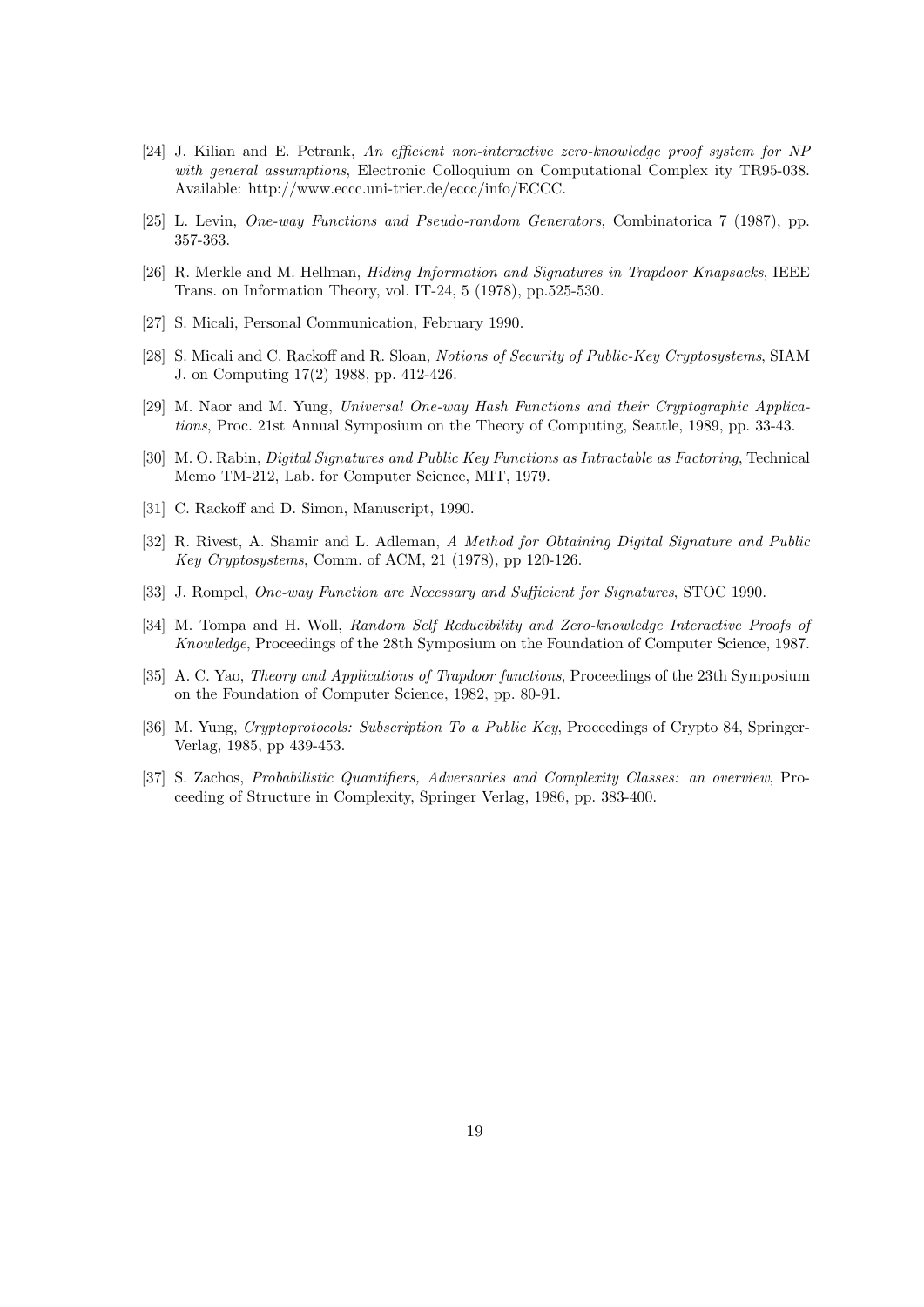[24] J. Kilian and E. Petrank, *An efficient non-interactive zero-knowledge proof system for NP with general assumptions*, Electronic Colloquium on Computational Complex ity TR95-038. Available: http://www.eccc.uni-trier.de/eccc/info/ECCC.

[25] L. Levin, *One-way Functions and Pseudo-random Generators*, Combinatorica 7 (1987), pp. 357-363.

[26] R. Merkle and M. Hellman, *Hiding Information and Signatures in Trapdoor Knapsacks*, IEEE Trans. on Information Theory, vol. IT-24, 5 (1978), pp.525-530.

[27] S. Micali, Personal Communication, February 1990.

[28] S. Micali and C. Rackoff and R. Sloan, *Notions of Security of Public-Key Cryptosystems*, SIAM J. on Computing 17(2) 1988, pp. 412-426.

[29] M. Naor and M. Yung, *Universal One-way Hash Functions and their Cryptographic Applications*, Proc. 21st Annual Symposium on the Theory of Computing, Seattle, 1989, pp. 33-43.

[30] M. O. Rabin, *Digital Signatures and Public Key Functions as Intractable as Factoring*, Technical Memo TM-212, Lab. for Computer Science, MIT, 1979.

[31] C. Rackoff and D. Simon, Manuscript, 1990.

[32] R. Rivest, A. Shamir and L. Adleman, *A Method for Obtaining Digital Signature and Public Key Cryptosystems*, Comm. of ACM, 21 (1978), pp 120-126.

[33] J. Rompel, *One-way Function are Necessary and Sufficient for Signatures*, STOC 1990.

[34] M. Tompa and H. Woll, *Random Self Reducibility and Zero-knowledge Interactive Proofs of Knowledge*, Proceedings of the 28th Symposium on the Foundation of Computer Science, 1987.

[35] A. C. Yao, *Theory and Applications of Trapdoor functions*, Proceedings of the 23th Symposium on the Foundation of Computer Science, 1982, pp. 80-91.

[36] M. Yung, *Cryptoprotocols: Subscription To a Public Key*, Proceedings of Crypto 84, Springer-Verlag, 1985, pp 439-453.

[37] S. Zachos, *Probabilistic Quantifiers, Adversaries and Complexity Classes: an overview*, Proceeding of Structure in Complexity, Springer Verlag, 1986, pp. 383-400.